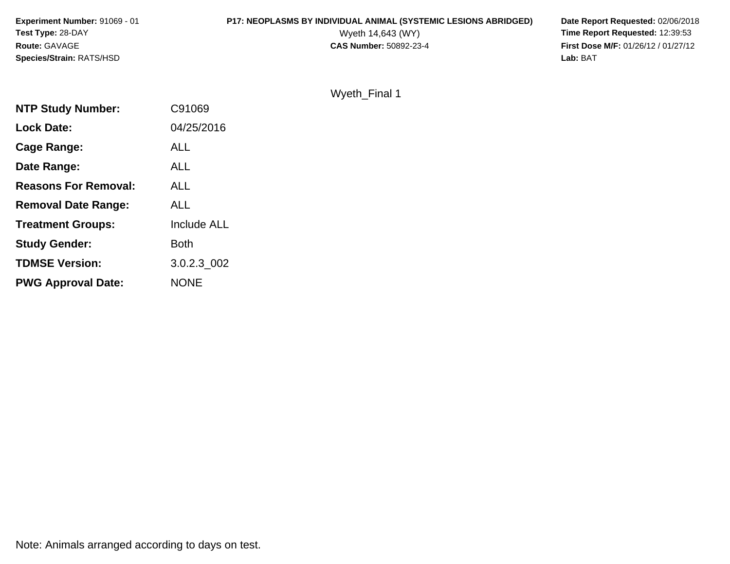**Experiment Number:** 91069 - 01
**Test Type:** 28-DAY
**Route:** GAVAGE
**Species/Strain:** RATS/HSD

**P17: NEOPLASMS BY INDIVIDUAL ANIMAL (SYSTEMIC LESIONS ABRIDGED)**
Wyeth 14,643 (WY)
**CAS Number:** 50892-23-4

**Date Report Requested:** 02/06/2018
**Time Report Requested:** 12:39:53
**First Dose M/F:** 01/26/12 / 01/27/12
**Lab:** BAT

Wyeth_Final 1

| | |
|---|---|
| **NTP Study Number:** | C91069 |
| **Lock Date:** | 04/25/2016 |
| **Cage Range:** | ALL |
| **Date Range:** | ALL |
| **Reasons For Removal:** | ALL |
| **Removal Date Range:** | ALL |
| **Treatment Groups:** | Include ALL |
| **Study Gender:** | Both |
| **TDMSE Version:** | 3.0.2.3_002 |
| **PWG Approval Date:** | NONE |

Note: Animals arranged according to days on test.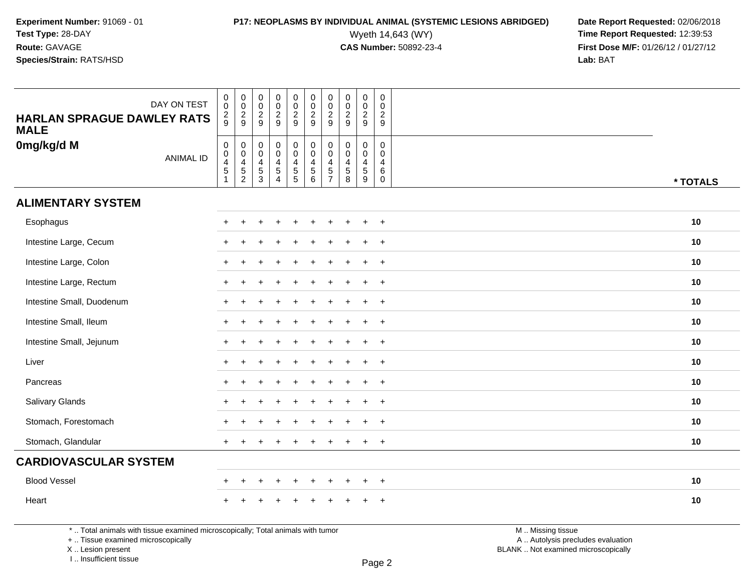**Experiment Number:** 91069 - 01
**Test Type:** 28-DAY
**Route:** GAVAGE
**Species/Strain:** RATS/HSD

**P17: NEOPLASMS BY INDIVIDUAL ANIMAL (SYSTEMIC LESIONS ABRIDGED)**
Wyeth 14,643 (WY)
**CAS Number:** 50892-23-4

**Date Report Requested:** 02/06/2018
**Time Report Requested:** 12:39:53
**First Dose M/F:** 01/26/12 / 01/27/12
**Lab:** BAT

| HARLAN SPRAGUE DAWLEY RATS MALE 0mg/kg/d M | | | | | | | | | | | |
|---|---|---|---|---|---|---|---|---|---|---|---|
| DAY ON TEST | 0029 | 0029 | 0029 | 0029 | 0029 | 0029 | 0029 | 0029 | 0029 | 0029 | |
| ANIMAL ID | 00451 | 00452 | 00453 | 00454 | 00455 | 00456 | 00457 | 00458 | 00459 | 00460 | * TOTALS |
| **ALIMENTARY SYSTEM** | | | | | | | | | | | |
| Esophagus | + | + | + | + | + | + | + | + | + | + | 10 |
| Intestine Large, Cecum | + | + | + | + | + | + | + | + | + | + | 10 |
| Intestine Large, Colon | + | + | + | + | + | + | + | + | + | + | 10 |
| Intestine Large, Rectum | + | + | + | + | + | + | + | + | + | + | 10 |
| Intestine Small, Duodenum | + | + | + | + | + | + | + | + | + | + | 10 |
| Intestine Small, Ileum | + | + | + | + | + | + | + | + | + | + | 10 |
| Intestine Small, Jejunum | + | + | + | + | + | + | + | + | + | + | 10 |
| Liver | + | + | + | + | + | + | + | + | + | + | 10 |
| Pancreas | + | + | + | + | + | + | + | + | + | + | 10 |
| Salivary Glands | + | + | + | + | + | + | + | + | + | + | 10 |
| Stomach, Forestomach | + | + | + | + | + | + | + | + | + | + | 10 |
| Stomach, Glandular | + | + | + | + | + | + | + | + | + | + | 10 |
| **CARDIOVASCULAR SYSTEM** | | | | | | | | | | | |
| Blood Vessel | + | + | + | + | + | + | + | + | + | + | 10 |
| Heart | + | + | + | + | + | + | + | + | + | + | 10 |

* .. Total animals with tissue examined microscopically; Total animals with tumor
+ .. Tissue examined microscopically
X .. Lesion present
I .. Insufficient tissue

M .. Missing tissue
A .. Autolysis precludes evaluation
BLANK .. Not examined microscopically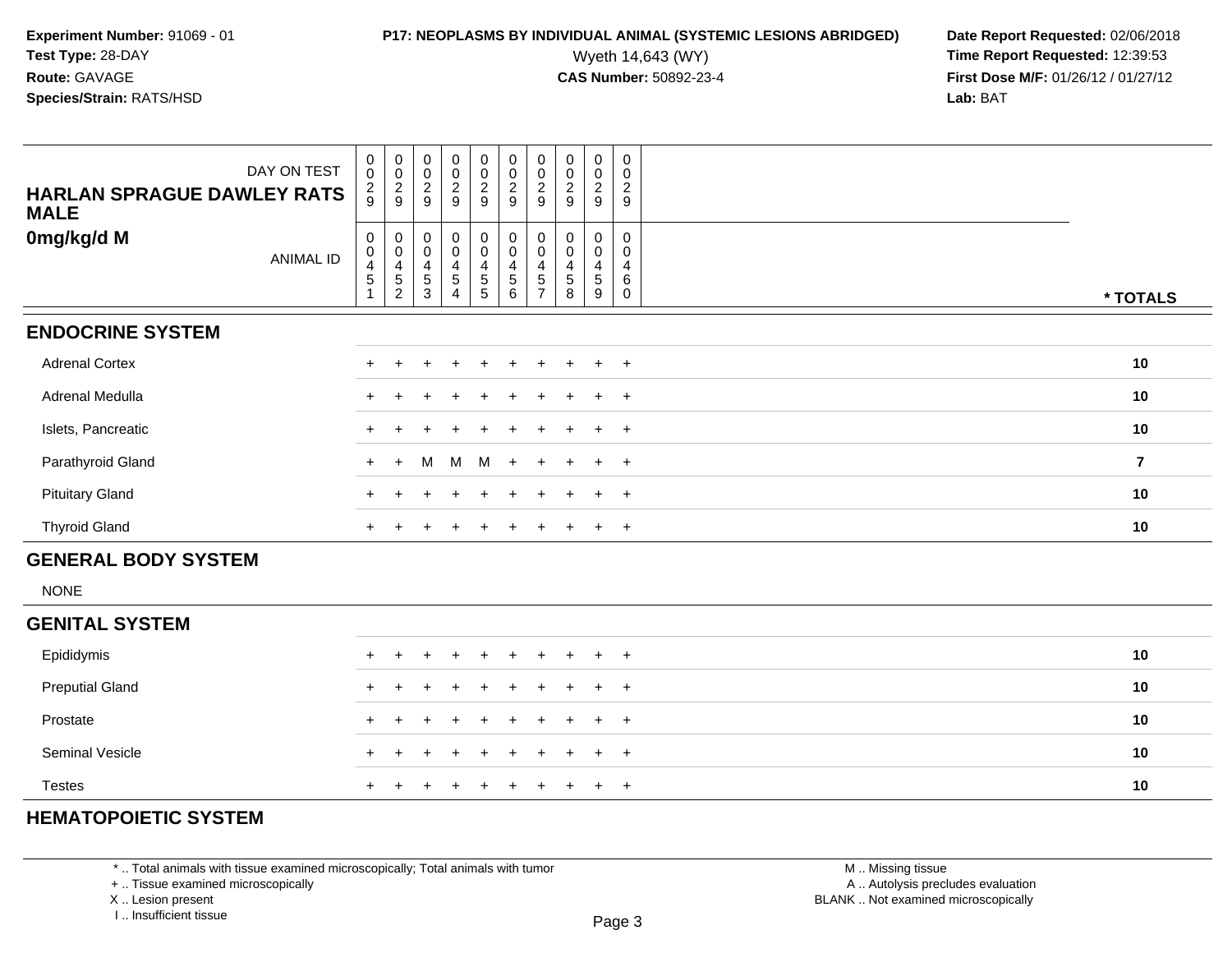**Experiment Number:** 91069 - 01
**Test Type:** 28-DAY
**Route:** GAVAGE
**Species/Strain:** RATS/HSD

**P17: NEOPLASMS BY INDIVIDUAL ANIMAL (SYSTEMIC LESIONS ABRIDGED)**
Wyeth 14,643 (WY)
**CAS Number:** 50892-23-4

**Date Report Requested:** 02/06/2018
**Time Report Requested:** 12:39:53
**First Dose M/F:** 01/26/12 / 01/27/12
**Lab:** BAT

| DAY ON TEST | 0029 | 0029 | 0029 | 0029 | 0029 | 0029 | 0029 | 0029 | 0029 | 0029 | |
|---|---|---|---|---|---|---|---|---|---|---|---|
| **HARLAN SPRAGUE DAWLEY RATS MALE** | | | | | | | | | | | |
| **0mg/kg/d M** ANIMAL ID | 00451 | 00452 | 00453 | 00454 | 00455 | 00456 | 00457 | 00458 | 00459 | 00460 | *** TOTALS** |
| **ENDOCRINE SYSTEM** | | | | | | | | | | | |
| Adrenal Cortex | + | + | + | + | + | + | + | + | + | + | **10** |
| Adrenal Medulla | + | + | + | + | + | + | + | + | + | + | **10** |
| Islets, Pancreatic | + | + | + | + | + | + | + | + | + | + | **10** |
| Parathyroid Gland | + | + | M | M | M | + | + | + | + | + | **7** |
| Pituitary Gland | + | + | + | + | + | + | + | + | + | + | **10** |
| Thyroid Gland | + | + | + | + | + | + | + | + | + | + | **10** |
| **GENERAL BODY SYSTEM** | | | | | | | | | | | |
| NONE | | | | | | | | | | | |
| **GENITAL SYSTEM** | | | | | | | | | | | |
| Epididymis | + | + | + | + | + | + | + | + | + | + | **10** |
| Preputial Gland | + | + | + | + | + | + | + | + | + | + | **10** |
| Prostate | + | + | + | + | + | + | + | + | + | + | **10** |
| Seminal Vesicle | + | + | + | + | + | + | + | + | + | + | **10** |
| Testes | + | + | + | + | + | + | + | + | + | + | **10** |
| **HEMATOPOIETIC SYSTEM** | | | | | | | | | | | |

\* .. Total animals with tissue examined microscopically; Total animals with tumor
\+ .. Tissue examined microscopically
X .. Lesion present
I .. Insufficient tissue

M .. Missing tissue
A .. Autolysis precludes evaluation
BLANK .. Not examined microscopically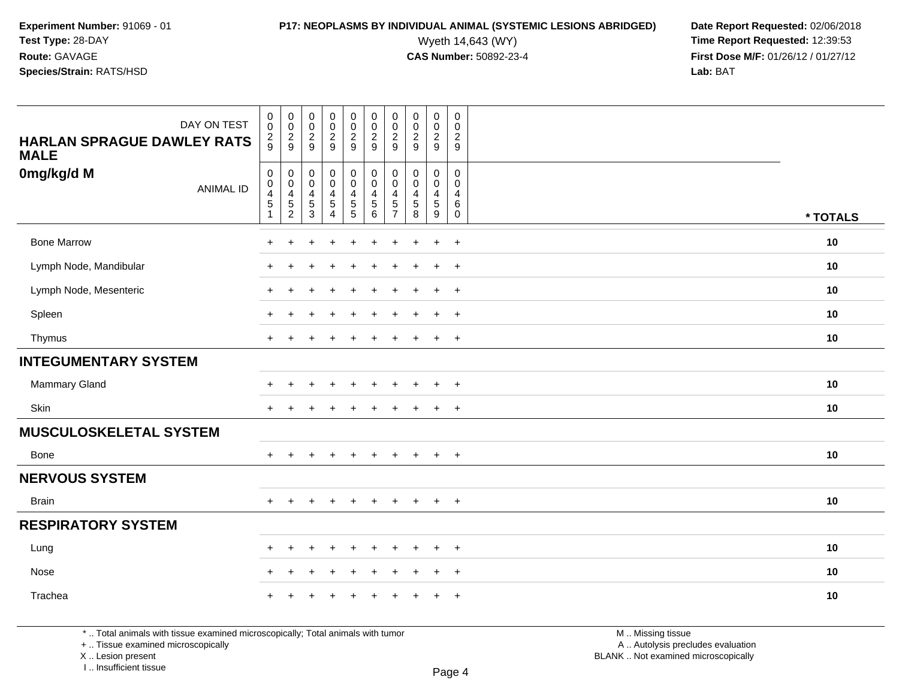**Experiment Number:** 91069 - 01
**Test Type:** 28-DAY
**Route:** GAVAGE
**Species/Strain:** RATS/HSD

**P17: NEOPLASMS BY INDIVIDUAL ANIMAL (SYSTEMIC LESIONS ABRIDGED)**
Wyeth 14,643 (WY)
**CAS Number:** 50892-23-4

**Date Report Requested:** 02/06/2018
**Time Report Requested:** 12:39:53
**First Dose M/F:** 01/26/12 / 01/27/12
**Lab:** BAT

| DAY ON TEST | 0029 | 0029 | 0029 | 0029 | 0029 | 0029 | 0029 | 0029 | 0029 | 0029 | |
|---|---|---|---|---|---|---|---|---|---|---|---|
| **HARLAN SPRAGUE DAWLEY RATS MALE** | | | | | | | | | | | |
| **0mg/kg/d M** ANIMAL ID | 00451 | 00452 | 00453 | 00454 | 00455 | 00456 | 00457 | 00458 | 00459 | 00460 | *** TOTALS** |
| Bone Marrow | + | + | + | + | + | + | + | + | + | + | **10** |
| Lymph Node, Mandibular | + | + | + | + | + | + | + | + | + | + | **10** |
| Lymph Node, Mesenteric | + | + | + | + | + | + | + | + | + | + | **10** |
| Spleen | + | + | + | + | + | + | + | + | + | + | **10** |
| Thymus | + | + | + | + | + | + | + | + | + | + | **10** |
| **INTEGUMENTARY SYSTEM** | | | | | | | | | | | |
| Mammary Gland | + | + | + | + | + | + | + | + | + | + | **10** |
| Skin | + | + | + | + | + | + | + | + | + | + | **10** |
| **MUSCULOSKELETAL SYSTEM** | | | | | | | | | | | |
| Bone | + | + | + | + | + | + | + | + | + | + | **10** |
| **NERVOUS SYSTEM** | | | | | | | | | | | |
| Brain | + | + | + | + | + | + | + | + | + | + | **10** |
| **RESPIRATORY SYSTEM** | | | | | | | | | | | |
| Lung | + | + | + | + | + | + | + | + | + | + | **10** |
| Nose | + | + | + | + | + | + | + | + | + | + | **10** |
| Trachea | + | + | + | + | + | + | + | + | + | + | **10** |

* .. Total animals with tissue examined microscopically; Total animals with tumor
+ .. Tissue examined microscopically
X .. Lesion present
I .. Insufficient tissue

M .. Missing tissue
A .. Autolysis precludes evaluation
BLANK .. Not examined microscopically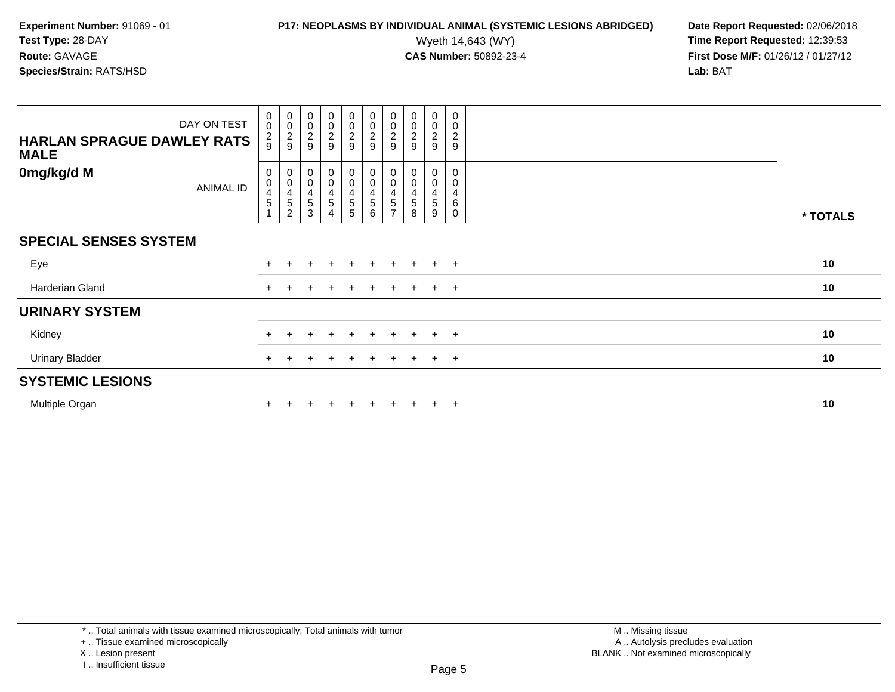**Experiment Number:** 91069 - 01
**Test Type:** 28-DAY
**Route:** GAVAGE
**Species/Strain:** RATS/HSD

**P17: NEOPLASMS BY INDIVIDUAL ANIMAL (SYSTEMIC LESIONS ABRIDGED)**
Wyeth 14,643 (WY)
**CAS Number:** 50892-23-4

**Date Report Requested:** 02/06/2018
**Time Report Requested:** 12:39:53
**First Dose M/F:** 01/26/12 / 01/27/12
**Lab:** BAT

| HARLAN SPRAGUE DAWLEY RATS MALE 0mg/kg/d M | | | | | | | | | | | |
|---|---|---|---|---|---|---|---|---|---|---|---|
| DAY ON TEST | 0029 | 0029 | 0029 | 0029 | 0029 | 0029 | 0029 | 0029 | 0029 | 0029 | |
| ANIMAL ID | 00451 | 00452 | 00453 | 00454 | 00455 | 00456 | 00457 | 00458 | 00459 | 00460 | * TOTALS |
| **SPECIAL SENSES SYSTEM** | | | | | | | | | | | |
| Eye | + | + | + | + | + | + | + | + | + | + | 10 |
| Harderian Gland | + | + | + | + | + | + | + | + | + | + | 10 |
| **URINARY SYSTEM** | | | | | | | | | | | |
| Kidney | + | + | + | + | + | + | + | + | + | + | 10 |
| Urinary Bladder | + | + | + | + | + | + | + | + | + | + | 10 |
| **SYSTEMIC LESIONS** | | | | | | | | | | | |
| Multiple Organ | + | + | + | + | + | + | + | + | + | + | 10 |

* .. Total animals with tissue examined microscopically; Total animals with tumor
+ .. Tissue examined microscopically
X .. Lesion present
I .. Insufficient tissue

M .. Missing tissue
A .. Autolysis precludes evaluation
BLANK .. Not examined microscopically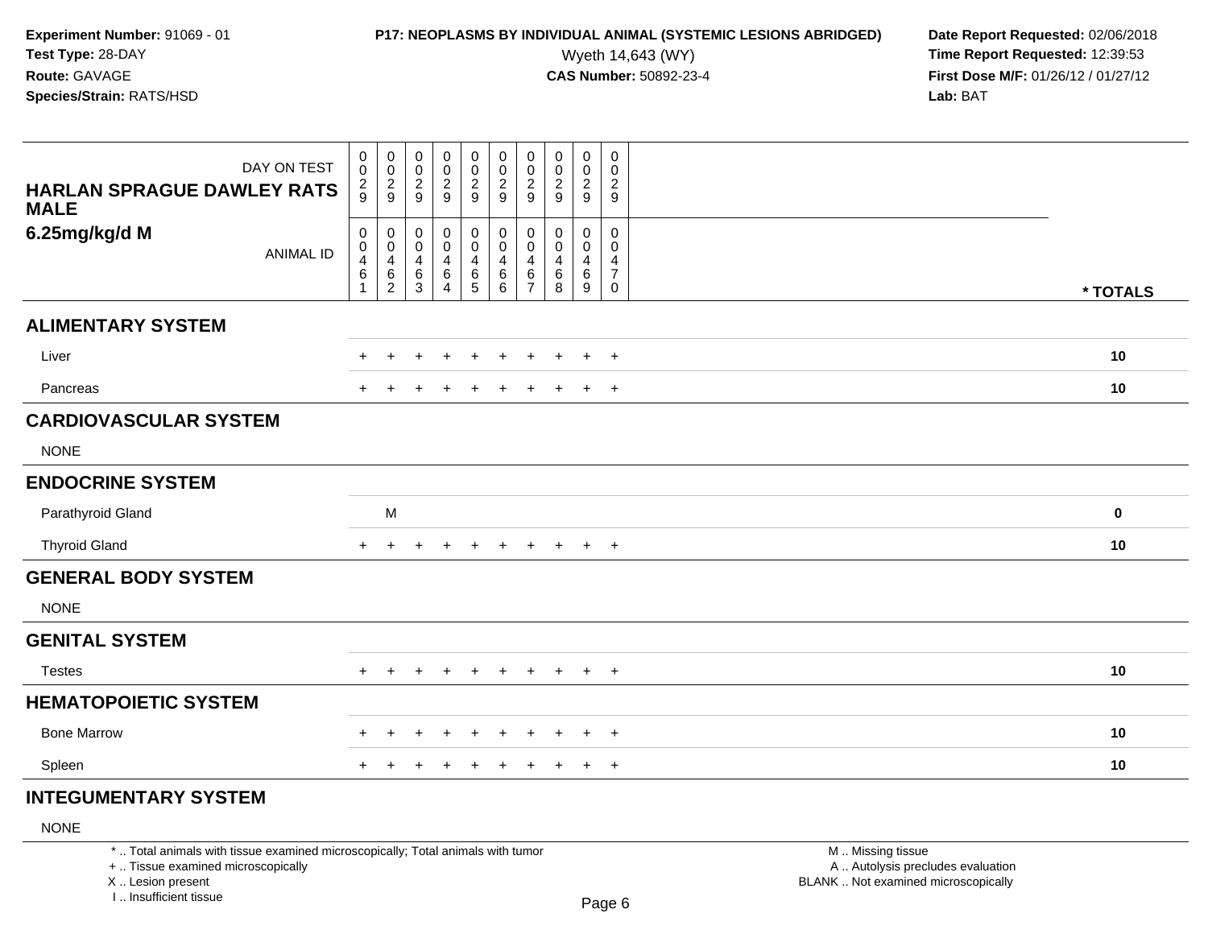**Experiment Number:** 91069 - 01
**Test Type:** 28-DAY
**Route:** GAVAGE
**Species/Strain:** RATS/HSD

**P17: NEOPLASMS BY INDIVIDUAL ANIMAL (SYSTEMIC LESIONS ABRIDGED)**
Wyeth 14,643 (WY)
**CAS Number:** 50892-23-4

**Date Report Requested:** 02/06/2018
**Time Report Requested:** 12:39:53
**First Dose M/F:** 01/26/12 / 01/27/12
**Lab:** BAT

| HARLAN SPRAGUE DAWLEY RATS MALE 6.25mg/kg/d M | | | | | | | | | | | |
|---|---|---|---|---|---|---|---|---|---|---|---|
| DAY ON TEST | 029 | 029 | 029 | 029 | 029 | 029 | 029 | 029 | 029 | 029 | |
| ANIMAL ID | 00461 | 00462 | 00463 | 00464 | 00465 | 00466 | 00467 | 00468 | 00469 | 00470 | * TOTALS |
| **ALIMENTARY SYSTEM** | | | | | | | | | | | |
| Liver | + | + | + | + | + | + | + | + | + | + | 10 |
| Pancreas | + | + | + | + | + | + | + | + | + | + | 10 |
| **CARDIOVASCULAR SYSTEM** | | | | | | | | | | | |
| NONE | | | | | | | | | | | |
| **ENDOCRINE SYSTEM** | | | | | | | | | | | |
| Parathyroid Gland | | M | | | | | | | | | 0 |
| Thyroid Gland | + | + | + | + | + | + | + | + | + | + | 10 |
| **GENERAL BODY SYSTEM** | | | | | | | | | | | |
| NONE | | | | | | | | | | | |
| **GENITAL SYSTEM** | | | | | | | | | | | |
| Testes | + | + | + | + | + | + | + | + | + | + | 10 |
| **HEMATOPOIETIC SYSTEM** | | | | | | | | | | | |
| Bone Marrow | + | + | + | + | + | + | + | + | + | + | 10 |
| Spleen | + | + | + | + | + | + | + | + | + | + | 10 |
| **INTEGUMENTARY SYSTEM** | | | | | | | | | | | |
| NONE | | | | | | | | | | | |

* .. Total animals with tissue examined microscopically; Total animals with tumor
+ .. Tissue examined microscopically
X .. Lesion present
I .. Insufficient tissue

M .. Missing tissue
A .. Autolysis precludes evaluation
BLANK .. Not examined microscopically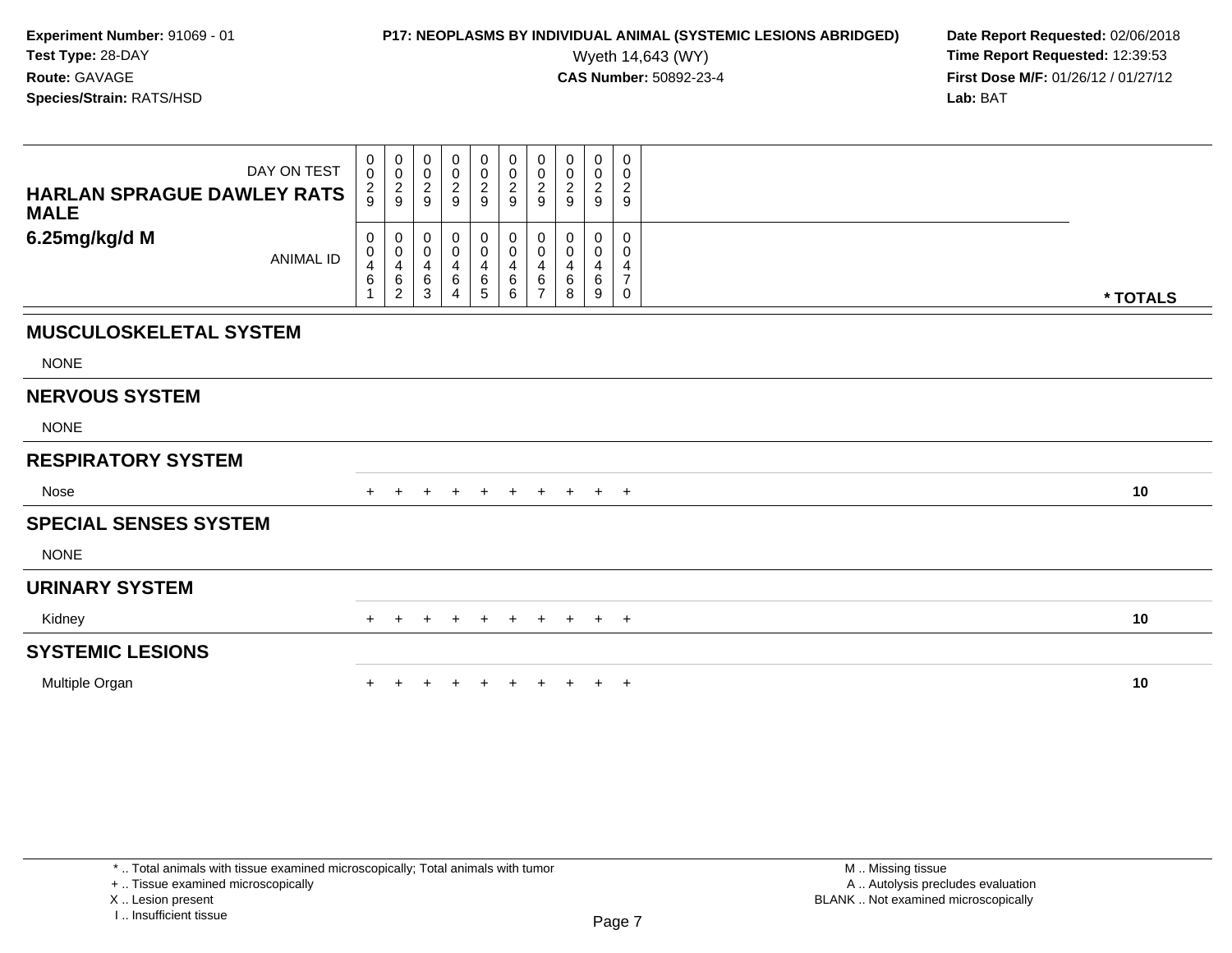**Experiment Number:** 91069 - 01
**Test Type:** 28-DAY
**Route:** GAVAGE
**Species/Strain:** RATS/HSD

**P17: NEOPLASMS BY INDIVIDUAL ANIMAL (SYSTEMIC LESIONS ABRIDGED)**
Wyeth 14,643 (WY)
**CAS Number:** 50892-23-4

**Date Report Requested:** 02/06/2018
**Time Report Requested:** 12:39:53
**First Dose M/F:** 01/26/12 / 01/27/12
**Lab:** BAT

| HARLAN SPRAGUE DAWLEY RATS MALE 6.25mg/kg/d M | | | | | | | | | | | |
|---|---|---|---|---|---|---|---|---|---|---|---|
| DAY ON TEST | 0029 | 0029 | 0029 | 0029 | 0029 | 0029 | 0029 | 0029 | 0029 | 0029 | |
| ANIMAL ID | 00461 | 00462 | 00463 | 00464 | 00465 | 00466 | 00467 | 00468 | 00469 | 00470 | * TOTALS |
| **MUSCULOSKELETAL SYSTEM** | | | | | | | | | | | |
| NONE | | | | | | | | | | | |
| **NERVOUS SYSTEM** | | | | | | | | | | | |
| NONE | | | | | | | | | | | |
| **RESPIRATORY SYSTEM** | | | | | | | | | | | |
| Nose | + | + | + | + | + | + | + | + | + | + | **10** |
| **SPECIAL SENSES SYSTEM** | | | | | | | | | | | |
| NONE | | | | | | | | | | | |
| **URINARY SYSTEM** | | | | | | | | | | | |
| Kidney | + | + | + | + | + | + | + | + | + | + | **10** |
| **SYSTEMIC LESIONS** | | | | | | | | | | | |
| Multiple Organ | + | + | + | + | + | + | + | + | + | + | **10** |

* .. Total animals with tissue examined microscopically; Total animals with tumor
+ .. Tissue examined microscopically
X .. Lesion present
I .. Insufficient tissue

M .. Missing tissue
A .. Autolysis precludes evaluation
BLANK .. Not examined microscopically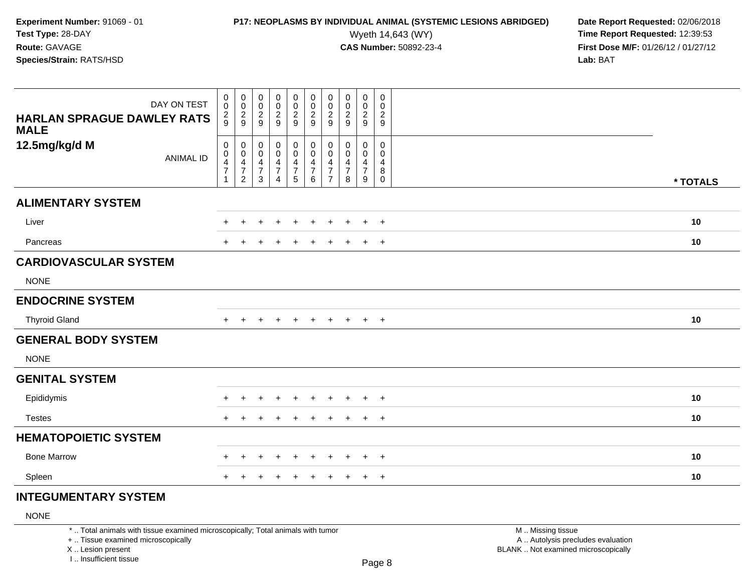**Experiment Number:** 91069 - 01
**Test Type:** 28-DAY
**Route:** GAVAGE
**Species/Strain:** RATS/HSD

**P17: NEOPLASMS BY INDIVIDUAL ANIMAL (SYSTEMIC LESIONS ABRIDGED)**
Wyeth 14,643 (WY)
**CAS Number:** 50892-23-4

**Date Report Requested:** 02/06/2018
**Time Report Requested:** 12:39:53
**First Dose M/F:** 01/26/12 / 01/27/12
**Lab:** BAT

| HARLAN SPRAGUE DAWLEY RATS MALE 12.5mg/kg/d M | | | | | | | | | | | |
|---|---|---|---|---|---|---|---|---|---|---|---|
| DAY ON TEST | 0029 | 0029 | 0029 | 0029 | 0029 | 0029 | 0029 | 0029 | 0029 | 0029 | |
| ANIMAL ID | 00471 | 00472 | 00473 | 00474 | 00475 | 00476 | 00477 | 00478 | 00479 | 00480 | * TOTALS |
| **ALIMENTARY SYSTEM** | | | | | | | | | | | |
| Liver | + | + | + | + | + | + | + | + | + | + | **10** |
| Pancreas | + | + | + | + | + | + | + | + | + | + | **10** |
| **CARDIOVASCULAR SYSTEM** | | | | | | | | | | | |
| NONE | | | | | | | | | | | |
| **ENDOCRINE SYSTEM** | | | | | | | | | | | |
| Thyroid Gland | + | + | + | + | + | + | + | + | + | + | **10** |
| **GENERAL BODY SYSTEM** | | | | | | | | | | | |
| NONE | | | | | | | | | | | |
| **GENITAL SYSTEM** | | | | | | | | | | | |
| Epididymis | + | + | + | + | + | + | + | + | + | + | **10** |
| Testes | + | + | + | + | + | + | + | + | + | + | **10** |
| **HEMATOPOIETIC SYSTEM** | | | | | | | | | | | |
| Bone Marrow | + | + | + | + | + | + | + | + | + | + | **10** |
| Spleen | + | + | + | + | + | + | + | + | + | + | **10** |
| **INTEGUMENTARY SYSTEM** | | | | | | | | | | | |
| NONE | | | | | | | | | | | |

* .. Total animals with tissue examined microscopically; Total animals with tumor
+ .. Tissue examined microscopically
X .. Lesion present
I .. Insufficient tissue

M .. Missing tissue
A .. Autolysis precludes evaluation
BLANK .. Not examined microscopically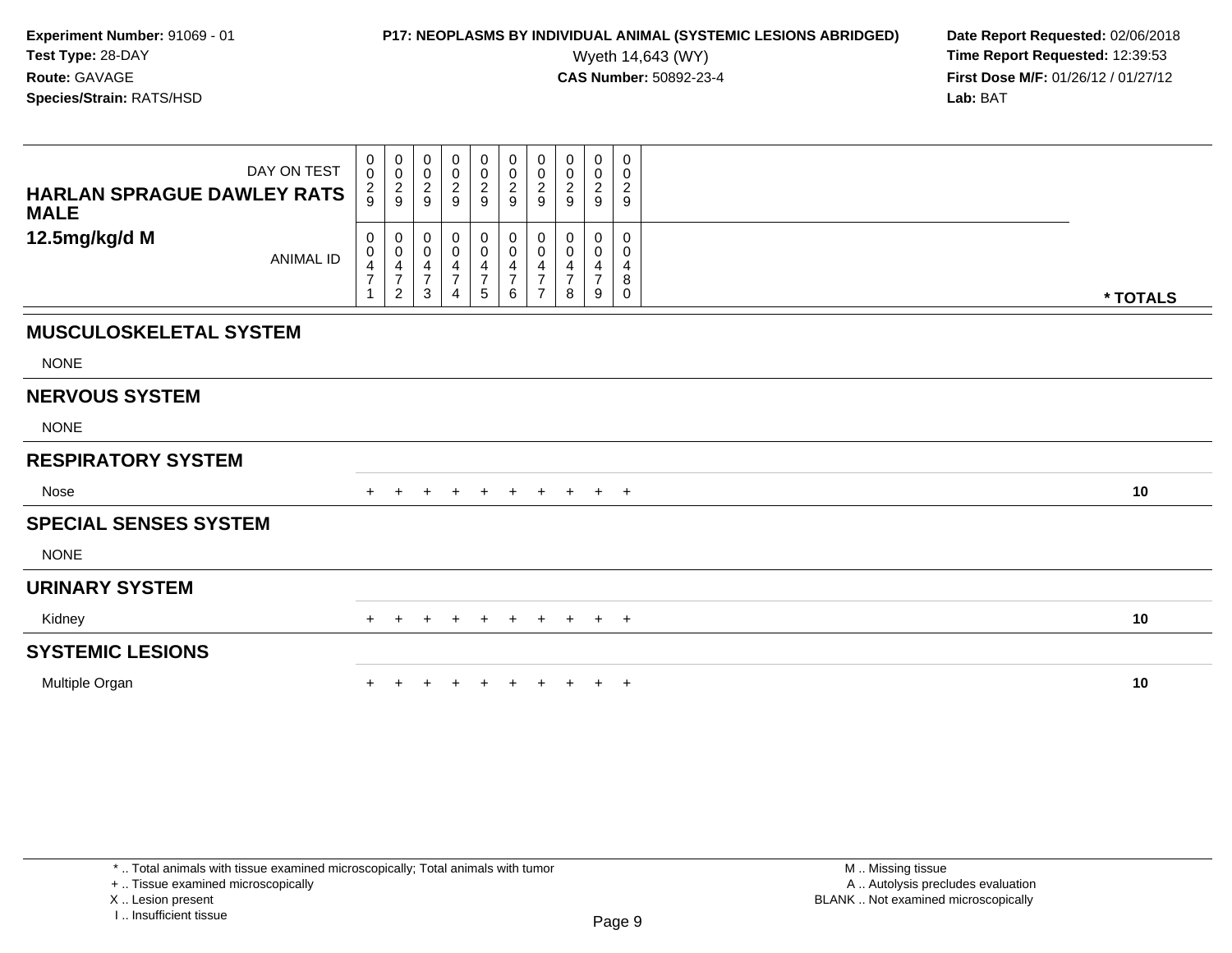**Experiment Number:** 91069 - 01
**Test Type:** 28-DAY
**Route:** GAVAGE
**Species/Strain:** RATS/HSD

**P17: NEOPLASMS BY INDIVIDUAL ANIMAL (SYSTEMIC LESIONS ABRIDGED)**
Wyeth 14,643 (WY)
**CAS Number:** 50892-23-4

**Date Report Requested:** 02/06/2018
**Time Report Requested:** 12:39:53
**First Dose M/F:** 01/26/12 / 01/27/12
**Lab:** BAT

| HARLAN SPRAGUE DAWLEY RATS MALE 12.5mg/kg/d M | | | | | | | | | | | |
|---|---|---|---|---|---|---|---|---|---|---|---|
| DAY ON TEST | 0029 | 0029 | 0029 | 0029 | 0029 | 0029 | 0029 | 0029 | 0029 | 0029 | |
| ANIMAL ID | 00471 | 00472 | 00473 | 00474 | 00475 | 00476 | 00477 | 00478 | 00479 | 00480 | * TOTALS |
| **MUSCULOSKELETAL SYSTEM** | | | | | | | | | | | |
| NONE | | | | | | | | | | | |
| **NERVOUS SYSTEM** | | | | | | | | | | | |
| NONE | | | | | | | | | | | |
| **RESPIRATORY SYSTEM** | | | | | | | | | | | |
| Nose | + | + | + | + | + | + | + | + | + | + | 10 |
| **SPECIAL SENSES SYSTEM** | | | | | | | | | | | |
| NONE | | | | | | | | | | | |
| **URINARY SYSTEM** | | | | | | | | | | | |
| Kidney | + | + | + | + | + | + | + | + | + | + | 10 |
| **SYSTEMIC LESIONS** | | | | | | | | | | | |
| Multiple Organ | + | + | + | + | + | + | + | + | + | + | 10 |

* .. Total animals with tissue examined microscopically; Total animals with tumor
+ .. Tissue examined microscopically
X .. Lesion present
I .. Insufficient tissue

M .. Missing tissue
A .. Autolysis precludes evaluation
BLANK .. Not examined microscopically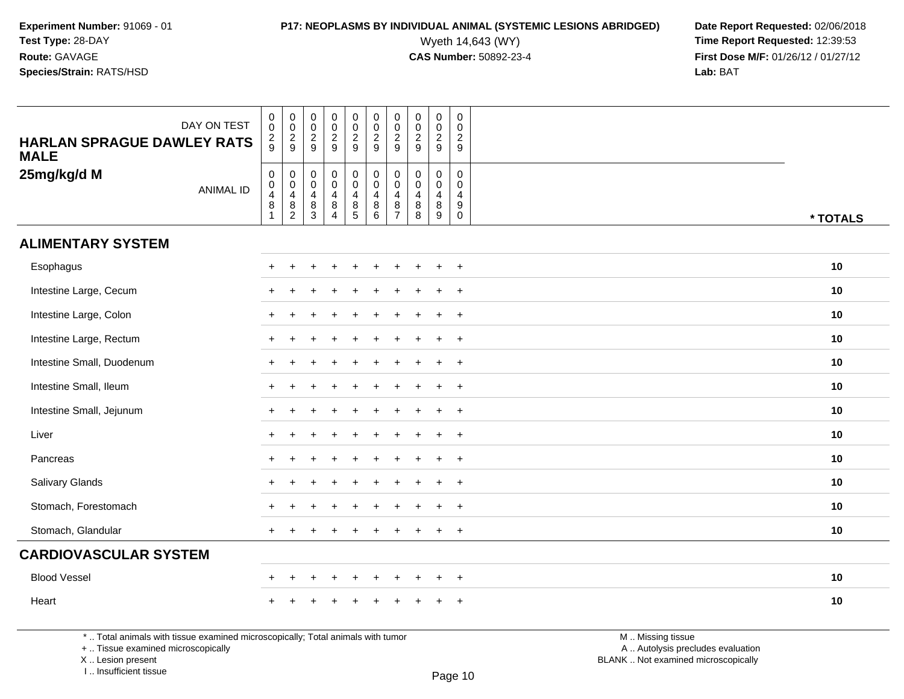**Experiment Number:** 91069 - 01
**Test Type:** 28-DAY
**Route:** GAVAGE
**Species/Strain:** RATS/HSD

**P17: NEOPLASMS BY INDIVIDUAL ANIMAL (SYSTEMIC LESIONS ABRIDGED)**
Wyeth 14,643 (WY)
**CAS Number:** 50892-23-4

**Date Report Requested:** 02/06/2018
**Time Report Requested:** 12:39:53
**First Dose M/F:** 01/26/12 / 01/27/12
**Lab:** BAT

**HARLAN SPRAGUE DAWLEY RATS MALE**
**25mg/kg/d M**

| DAY ON TEST | 0029 | 0029 | 0029 | 0029 | 0029 | 0029 | 0029 | 0029 | 0029 | 0029 | |
|---|---|---|---|---|---|---|---|---|---|---|---|
| ANIMAL ID | 00481 | 00482 | 00483 | 00484 | 00485 | 00486 | 00487 | 00488 | 00489 | 00490 | * TOTALS |
| **ALIMENTARY SYSTEM** | | | | | | | | | | | |
| Esophagus | + | + | + | + | + | + | + | + | + | + | 10 |
| Intestine Large, Cecum | + | + | + | + | + | + | + | + | + | + | 10 |
| Intestine Large, Colon | + | + | + | + | + | + | + | + | + | + | 10 |
| Intestine Large, Rectum | + | + | + | + | + | + | + | + | + | + | 10 |
| Intestine Small, Duodenum | + | + | + | + | + | + | + | + | + | + | 10 |
| Intestine Small, Ileum | + | + | + | + | + | + | + | + | + | + | 10 |
| Intestine Small, Jejunum | + | + | + | + | + | + | + | + | + | + | 10 |
| Liver | + | + | + | + | + | + | + | + | + | + | 10 |
| Pancreas | + | + | + | + | + | + | + | + | + | + | 10 |
| Salivary Glands | + | + | + | + | + | + | + | + | + | + | 10 |
| Stomach, Forestomach | + | + | + | + | + | + | + | + | + | + | 10 |
| Stomach, Glandular | + | + | + | + | + | + | + | + | + | + | 10 |
| **CARDIOVASCULAR SYSTEM** | | | | | | | | | | | |
| Blood Vessel | + | + | + | + | + | + | + | + | + | + | 10 |
| Heart | + | + | + | + | + | + | + | + | + | + | 10 |

* .. Total animals with tissue examined microscopically; Total animals with tumor
+ .. Tissue examined microscopically
X .. Lesion present
I .. Insufficient tissue

M .. Missing tissue
A .. Autolysis precludes evaluation
BLANK .. Not examined microscopically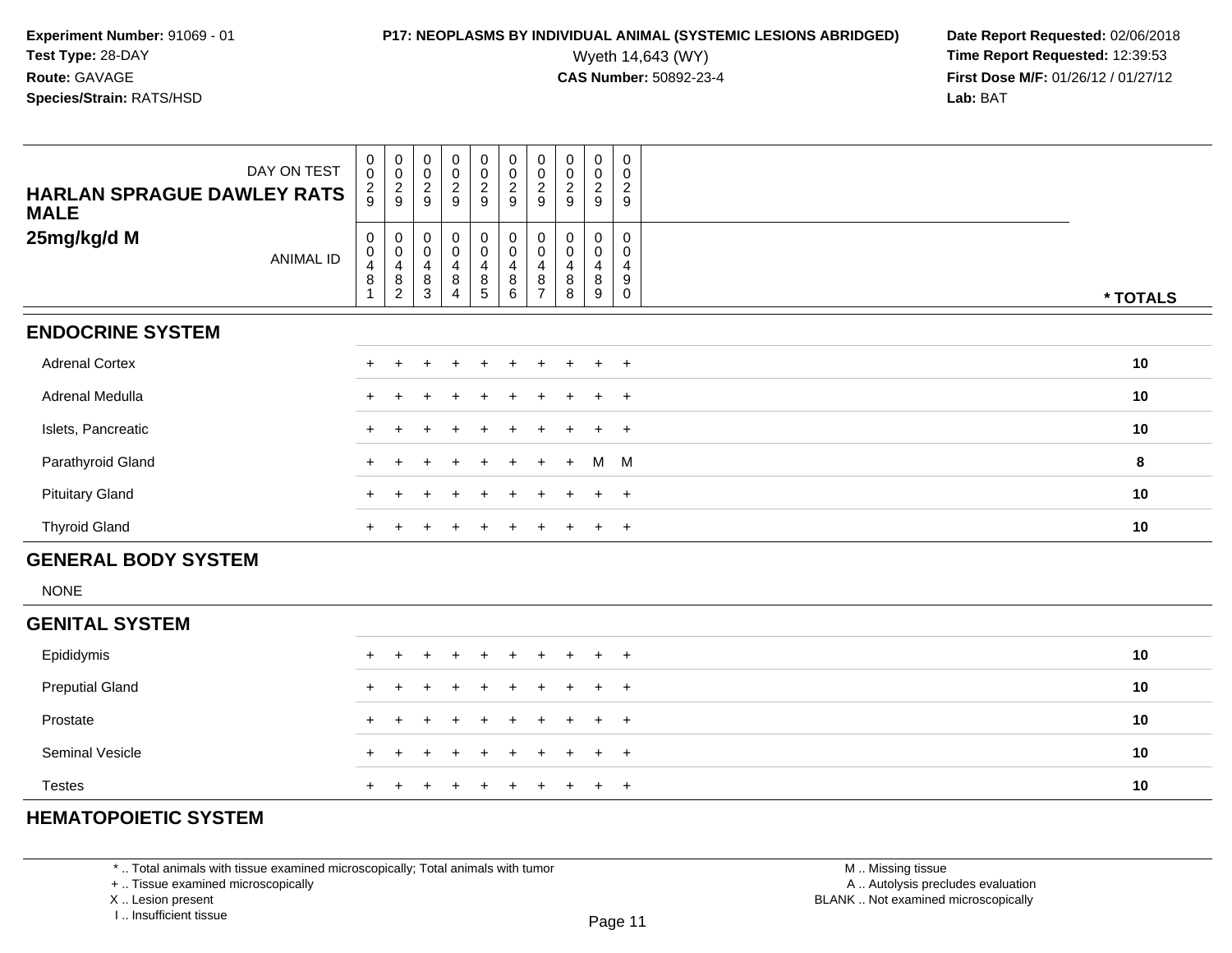**Experiment Number:** 91069 - 01
**Test Type:** 28-DAY
**Route:** GAVAGE
**Species/Strain:** RATS/HSD

**P17: NEOPLASMS BY INDIVIDUAL ANIMAL (SYSTEMIC LESIONS ABRIDGED)**
Wyeth 14,643 (WY)
**CAS Number:** 50892-23-4

**Date Report Requested:** 02/06/2018
**Time Report Requested:** 12:39:53
**First Dose M/F:** 01/26/12 / 01/27/12
**Lab:** BAT

| HARLAN SPRAGUE DAWLEY RATS MALE 25mg/kg/d M | | | | | | | | | | | |
|---|---|---|---|---|---|---|---|---|---|---|---|
| DAY ON TEST | 0029 | 0029 | 0029 | 0029 | 0029 | 0029 | 0029 | 0029 | 0029 | 0029 | |
| ANIMAL ID | 00481 | 00482 | 00483 | 00484 | 00485 | 00486 | 00487 | 00488 | 00489 | 00490 | * TOTALS |
| **ENDOCRINE SYSTEM** | | | | | | | | | | | |
| Adrenal Cortex | + | + | + | + | + | + | + | + | + | + | 10 |
| Adrenal Medulla | + | + | + | + | + | + | + | + | + | + | 10 |
| Islets, Pancreatic | + | + | + | + | + | + | + | + | + | + | 10 |
| Parathyroid Gland | + | + | + | + | + | + | + | + | M | M | 8 |
| Pituitary Gland | + | + | + | + | + | + | + | + | + | + | 10 |
| Thyroid Gland | + | + | + | + | + | + | + | + | + | + | 10 |
| **GENERAL BODY SYSTEM** | | | | | | | | | | | |
| NONE | | | | | | | | | | | |
| **GENITAL SYSTEM** | | | | | | | | | | | |
| Epididymis | + | + | + | + | + | + | + | + | + | + | 10 |
| Preputial Gland | + | + | + | + | + | + | + | + | + | + | 10 |
| Prostate | + | + | + | + | + | + | + | + | + | + | 10 |
| Seminal Vesicle | + | + | + | + | + | + | + | + | + | + | 10 |
| Testes | + | + | + | + | + | + | + | + | + | + | 10 |
| **HEMATOPOIETIC SYSTEM** | | | | | | | | | | | |

* .. Total animals with tissue examined microscopically; Total animals with tumor
+ .. Tissue examined microscopically
X .. Lesion present
I .. Insufficient tissue

M .. Missing tissue
A .. Autolysis precludes evaluation
BLANK .. Not examined microscopically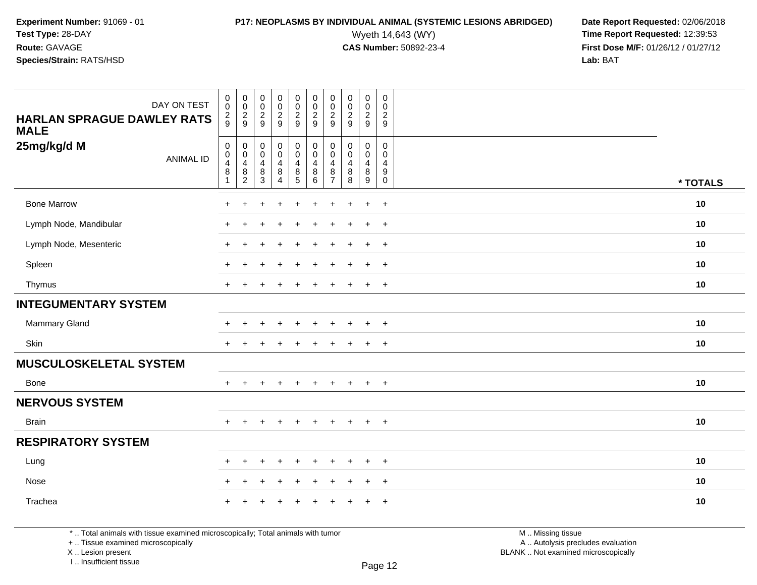**Experiment Number:** 91069 - 01
**Test Type:** 28-DAY
**Route:** GAVAGE
**Species/Strain:** RATS/HSD

**P17: NEOPLASMS BY INDIVIDUAL ANIMAL (SYSTEMIC LESIONS ABRIDGED)**
Wyeth 14,643 (WY)
**CAS Number:** 50892-23-4

**Date Report Requested:** 02/06/2018
**Time Report Requested:** 12:39:53
**First Dose M/F:** 01/26/12 / 01/27/12
**Lab:** BAT

| HARLAN SPRAGUE DAWLEY RATS MALE 25mg/kg/d M | | | | | | | | | | | |
|---|---|---|---|---|---|---|---|---|---|---|---|
| DAY ON TEST | 0029 | 0029 | 0029 | 0029 | 0029 | 0029 | 0029 | 0029 | 0029 | 0029 | |
| ANIMAL ID | 00481 | 00482 | 00483 | 00484 | 00485 | 00486 | 00487 | 00488 | 00489 | 00490 | * TOTALS |
| Bone Marrow | + | + | + | + | + | + | + | + | + | + | 10 |
| Lymph Node, Mandibular | + | + | + | + | + | + | + | + | + | + | 10 |
| Lymph Node, Mesenteric | + | + | + | + | + | + | + | + | + | + | 10 |
| Spleen | + | + | + | + | + | + | + | + | + | + | 10 |
| Thymus | + | + | + | + | + | + | + | + | + | + | 10 |
| **INTEGUMENTARY SYSTEM** | | | | | | | | | | | |
| Mammary Gland | + | + | + | + | + | + | + | + | + | + | 10 |
| Skin | + | + | + | + | + | + | + | + | + | + | 10 |
| **MUSCULOSKELETAL SYSTEM** | | | | | | | | | | | |
| Bone | + | + | + | + | + | + | + | + | + | + | 10 |
| **NERVOUS SYSTEM** | | | | | | | | | | | |
| Brain | + | + | + | + | + | + | + | + | + | + | 10 |
| **RESPIRATORY SYSTEM** | | | | | | | | | | | |
| Lung | + | + | + | + | + | + | + | + | + | + | 10 |
| Nose | + | + | + | + | + | + | + | + | + | + | 10 |
| Trachea | + | + | + | + | + | + | + | + | + | + | 10 |

* .. Total animals with tissue examined microscopically; Total animals with tumor
+ .. Tissue examined microscopically
X .. Lesion present
I .. Insufficient tissue

M .. Missing tissue
A .. Autolysis precludes evaluation
BLANK .. Not examined microscopically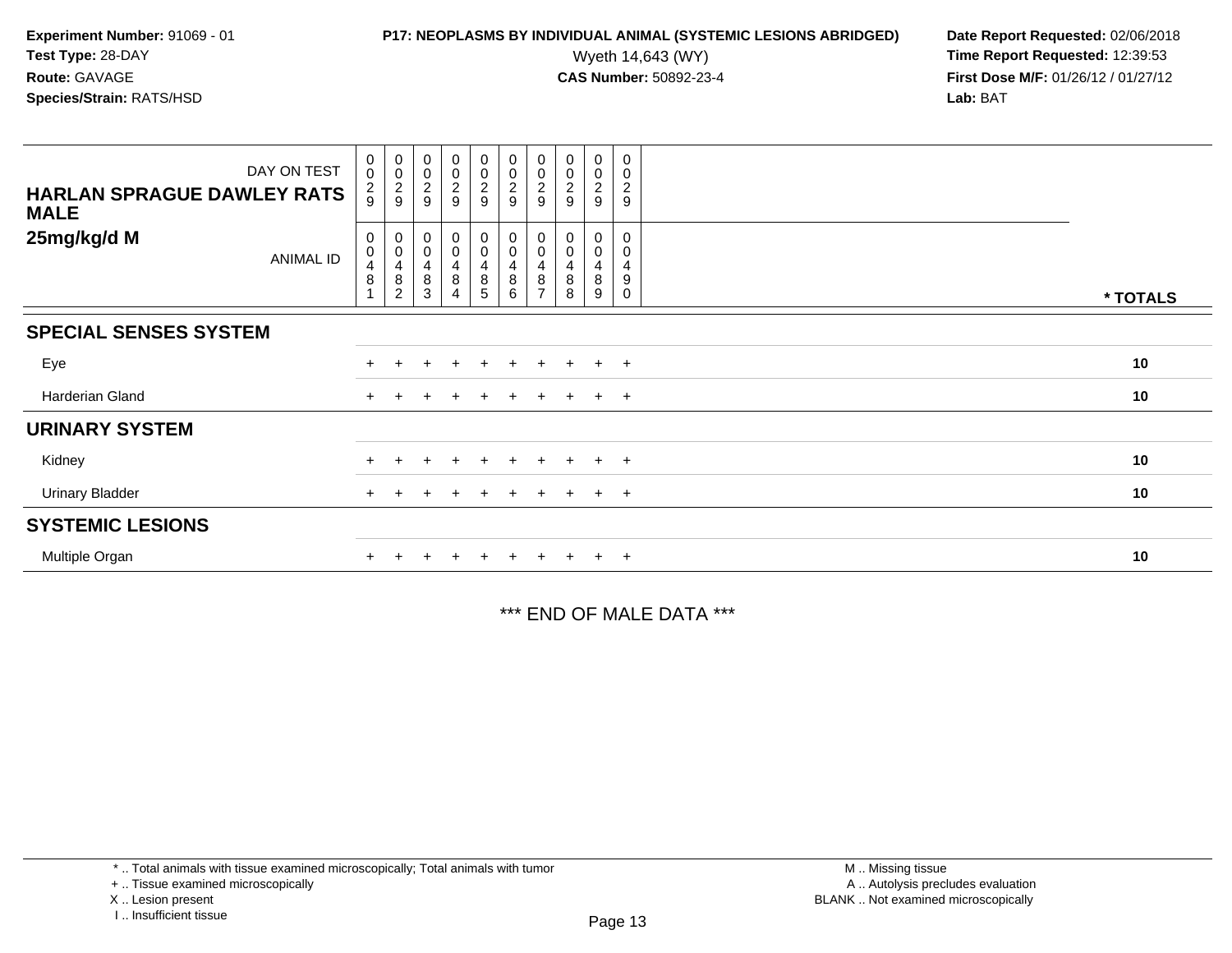**Experiment Number:** 91069 - 01
**Test Type:** 28-DAY
**Route:** GAVAGE
**Species/Strain:** RATS/HSD

**P17: NEOPLASMS BY INDIVIDUAL ANIMAL (SYSTEMIC LESIONS ABRIDGED)**
Wyeth 14,643 (WY)
**CAS Number:** 50892-23-4

**Date Report Requested:** 02/06/2018
**Time Report Requested:** 12:39:53
**First Dose M/F:** 01/26/12 / 01/27/12
**Lab:** BAT

| HARLAN SPRAGUE DAWLEY RATS MALE 25mg/kg/d M | | | | | | | | | | | |
|---|---|---|---|---|---|---|---|---|---|---|---|
| DAY ON TEST | 0029 | 0029 | 0029 | 0029 | 0029 | 0029 | 0029 | 0029 | 0029 | 0029 | |
| ANIMAL ID | 00481 | 00482 | 00483 | 00484 | 00485 | 00486 | 00487 | 00488 | 00489 | 00490 | * TOTALS |
| **SPECIAL SENSES SYSTEM** | | | | | | | | | | | |
| Eye | + | + | + | + | + | + | + | + | + | + | 10 |
| Harderian Gland | + | + | + | + | + | + | + | + | + | + | 10 |
| **URINARY SYSTEM** | | | | | | | | | | | |
| Kidney | + | + | + | + | + | + | + | + | + | + | 10 |
| Urinary Bladder | + | + | + | + | + | + | + | + | + | + | 10 |
| **SYSTEMIC LESIONS** | | | | | | | | | | | |
| Multiple Organ | + | + | + | + | + | + | + | + | + | + | 10 |

*** END OF MALE DATA ***

* .. Total animals with tissue examined microscopically; Total animals with tumor
+ .. Tissue examined microscopically
X .. Lesion present
I .. Insufficient tissue

M .. Missing tissue
A .. Autolysis precludes evaluation
BLANK .. Not examined microscopically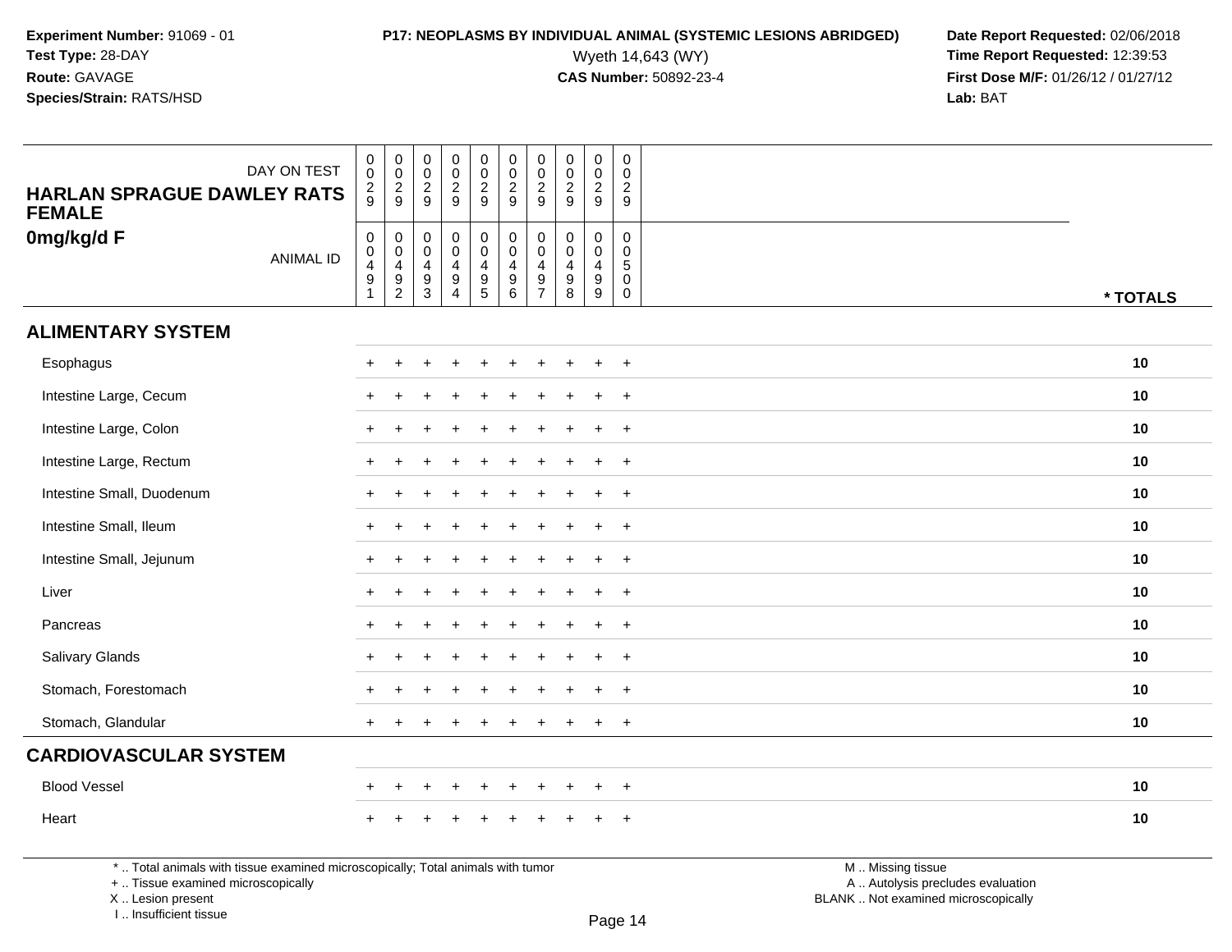**Experiment Number:** 91069 - 01
**Test Type:** 28-DAY
**Route:** GAVAGE
**Species/Strain:** RATS/HSD

**P17: NEOPLASMS BY INDIVIDUAL ANIMAL (SYSTEMIC LESIONS ABRIDGED)**
Wyeth 14,643 (WY)
**CAS Number:** 50892-23-4

**Date Report Requested:** 02/06/2018
**Time Report Requested:** 12:39:53
**First Dose M/F:** 01/26/12 / 01/27/12
**Lab:** BAT

| HARLAN SPRAGUE DAWLEY RATS FEMALE 0mg/kg/d F | | | | | | | | | | | |
|---|---|---|---|---|---|---|---|---|---|---|---|
| DAY ON TEST | 0029 | 0029 | 0029 | 0029 | 0029 | 0029 | 0029 | 0029 | 0029 | 0029 | |
| ANIMAL ID | 00491 | 00492 | 00493 | 00494 | 00495 | 00496 | 00497 | 00498 | 00499 | 00500 | * TOTALS |
| **ALIMENTARY SYSTEM** | | | | | | | | | | | |
| Esophagus | + | + | + | + | + | + | + | + | + | + | 10 |
| Intestine Large, Cecum | + | + | + | + | + | + | + | + | + | + | 10 |
| Intestine Large, Colon | + | + | + | + | + | + | + | + | + | + | 10 |
| Intestine Large, Rectum | + | + | + | + | + | + | + | + | + | + | 10 |
| Intestine Small, Duodenum | + | + | + | + | + | + | + | + | + | + | 10 |
| Intestine Small, Ileum | + | + | + | + | + | + | + | + | + | + | 10 |
| Intestine Small, Jejunum | + | + | + | + | + | + | + | + | + | + | 10 |
| Liver | + | + | + | + | + | + | + | + | + | + | 10 |
| Pancreas | + | + | + | + | + | + | + | + | + | + | 10 |
| Salivary Glands | + | + | + | + | + | + | + | + | + | + | 10 |
| Stomach, Forestomach | + | + | + | + | + | + | + | + | + | + | 10 |
| Stomach, Glandular | + | + | + | + | + | + | + | + | + | + | 10 |
| **CARDIOVASCULAR SYSTEM** | | | | | | | | | | | |
| Blood Vessel | + | + | + | + | + | + | + | + | + | + | 10 |
| Heart | + | + | + | + | + | + | + | + | + | + | 10 |

* .. Total animals with tissue examined microscopically; Total animals with tumor
+ .. Tissue examined microscopically
X .. Lesion present
I .. Insufficient tissue

M .. Missing tissue
A .. Autolysis precludes evaluation
BLANK .. Not examined microscopically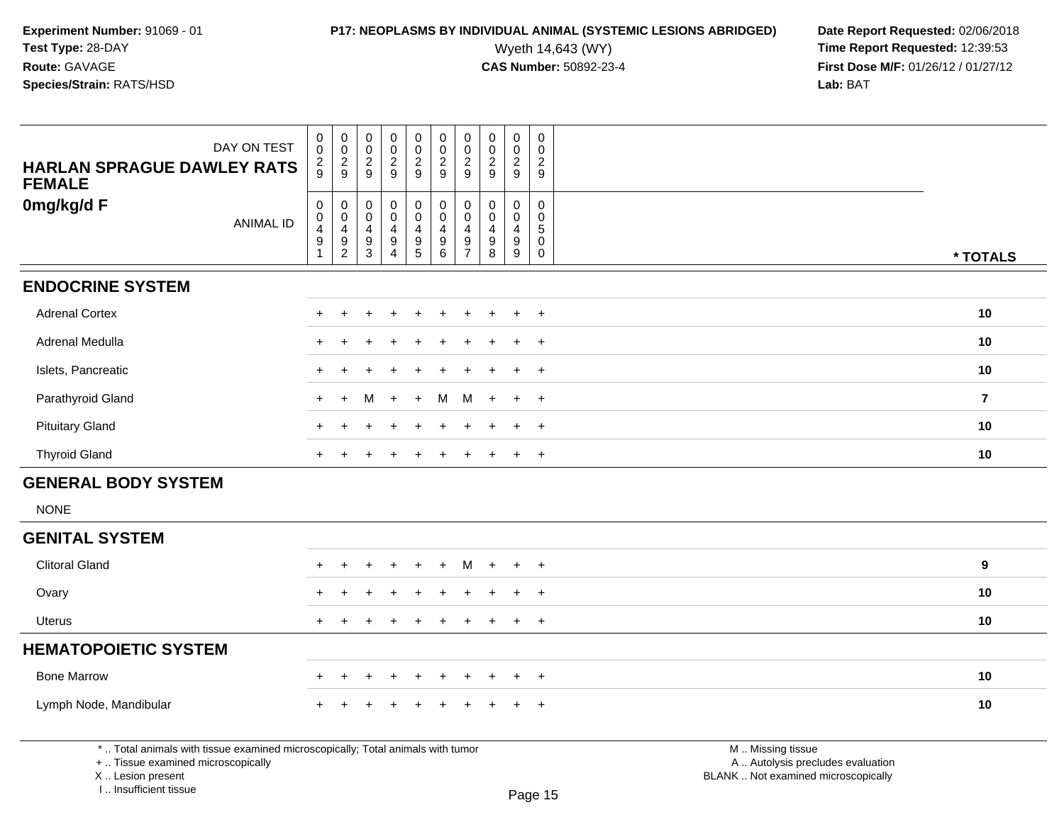Experiment Number: 91069 - 01
Test Type: 28-DAY
Route: GAVAGE
Species/Strain: RATS/HSD

**P17: NEOPLASMS BY INDIVIDUAL ANIMAL (SYSTEMIC LESIONS ABRIDGED)**
Wyeth 14,643 (WY)
**CAS Number:** 50892-23-4

Date Report Requested: 02/06/2018
Time Report Requested: 12:39:53
First Dose M/F: 01/26/12 / 01/27/12
Lab: BAT

| HARLAN SPRAGUE DAWLEY RATS FEMALE 0mg/kg/d F | | | | | | | | | | | |
|---|---|---|---|---|---|---|---|---|---|---|---|
| DAY ON TEST | 0029 | 0029 | 0029 | 0029 | 0029 | 0029 | 0029 | 0029 | 0029 | 0029 | |
| ANIMAL ID | 00491 | 00492 | 00493 | 00494 | 00495 | 00496 | 00497 | 00498 | 00499 | 00500 | * TOTALS |
| **ENDOCRINE SYSTEM** | | | | | | | | | | | |
| Adrenal Cortex | + | + | + | + | + | + | + | + | + | + | 10 |
| Adrenal Medulla | + | + | + | + | + | + | + | + | + | + | 10 |
| Islets, Pancreatic | + | + | + | + | + | + | + | + | + | + | 10 |
| Parathyroid Gland | + | + | M | + | + | M | M | + | + | + | 7 |
| Pituitary Gland | + | + | + | + | + | + | + | + | + | + | 10 |
| Thyroid Gland | + | + | + | + | + | + | + | + | + | + | 10 |
| **GENERAL BODY SYSTEM** | | | | | | | | | | | |
| NONE | | | | | | | | | | | |
| **GENITAL SYSTEM** | | | | | | | | | | | |
| Clitoral Gland | + | + | + | + | + | + | M | + | + | + | 9 |
| Ovary | + | + | + | + | + | + | + | + | + | + | 10 |
| Uterus | + | + | + | + | + | + | + | + | + | + | 10 |
| **HEMATOPOIETIC SYSTEM** | | | | | | | | | | | |
| Bone Marrow | + | + | + | + | + | + | + | + | + | + | 10 |
| Lymph Node, Mandibular | + | + | + | + | + | + | + | + | + | + | 10 |

* .. Total animals with tissue examined microscopically; Total animals with tumor
+ .. Tissue examined microscopically
X .. Lesion present
I .. Insufficient tissue

M .. Missing tissue
A .. Autolysis precludes evaluation
BLANK .. Not examined microscopically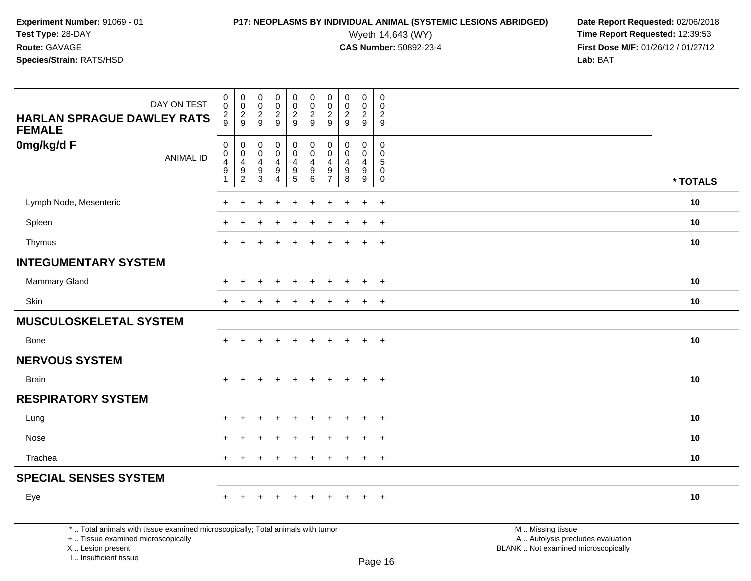**Experiment Number:** 91069 - 01
**Test Type:** 28-DAY
**Route:** GAVAGE
**Species/Strain:** RATS/HSD

**P17: NEOPLASMS BY INDIVIDUAL ANIMAL (SYSTEMIC LESIONS ABRIDGED)**
Wyeth 14,643 (WY)
**CAS Number:** 50892-23-4

**Date Report Requested:** 02/06/2018
**Time Report Requested:** 12:39:53
**First Dose M/F:** 01/26/12 / 01/27/12
**Lab:** BAT

| HARLAN SPRAGUE DAWLEY RATS FEMALE 0mg/kg/d F | | | | | | | | | | | |
|---|---|---|---|---|---|---|---|---|---|---|---|
| DAY ON TEST | 0029 | 0029 | 0029 | 0029 | 0029 | 0029 | 0029 | 0029 | 0029 | 0029 | |
| ANIMAL ID | 00491 | 00492 | 00493 | 00494 | 00495 | 00496 | 00497 | 00498 | 00499 | 00500 | * TOTALS |
| Lymph Node, Mesenteric | + | + | + | + | + | + | + | + | + | + | 10 |
| Spleen | + | + | + | + | + | + | + | + | + | + | 10 |
| Thymus | + | + | + | + | + | + | + | + | + | + | 10 |
| **INTEGUMENTARY SYSTEM** | | | | | | | | | | | |
| Mammary Gland | + | + | + | + | + | + | + | + | + | + | 10 |
| Skin | + | + | + | + | + | + | + | + | + | + | 10 |
| **MUSCULOSKELETAL SYSTEM** | | | | | | | | | | | |
| Bone | + | + | + | + | + | + | + | + | + | + | 10 |
| **NERVOUS SYSTEM** | | | | | | | | | | | |
| Brain | + | + | + | + | + | + | + | + | + | + | 10 |
| **RESPIRATORY SYSTEM** | | | | | | | | | | | |
| Lung | + | + | + | + | + | + | + | + | + | + | 10 |
| Nose | + | + | + | + | + | + | + | + | + | + | 10 |
| Trachea | + | + | + | + | + | + | + | + | + | + | 10 |
| **SPECIAL SENSES SYSTEM** | | | | | | | | | | | |
| Eye | + | + | + | + | + | + | + | + | + | + | 10 |

* .. Total animals with tissue examined microscopically; Total animals with tumor
+ .. Tissue examined microscopically
X .. Lesion present
I .. Insufficient tissue

M .. Missing tissue
A .. Autolysis precludes evaluation
BLANK .. Not examined microscopically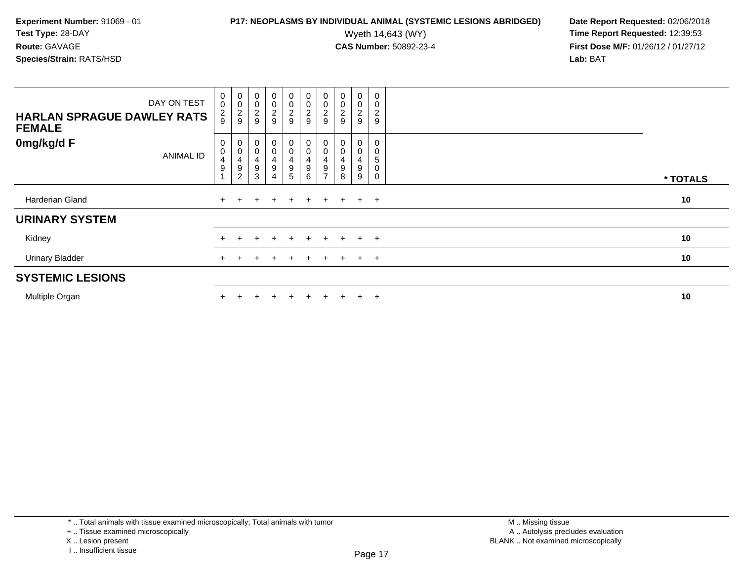**Experiment Number:** 91069 - 01
**Test Type:** 28-DAY
**Route:** GAVAGE
**Species/Strain:** RATS/HSD

**P17: NEOPLASMS BY INDIVIDUAL ANIMAL (SYSTEMIC LESIONS ABRIDGED)**
Wyeth 14,643 (WY)
**CAS Number:** 50892-23-4

**Date Report Requested:** 02/06/2018
**Time Report Requested:** 12:39:53
**First Dose M/F:** 01/26/12 / 01/27/12
**Lab:** BAT

| DAY ON TEST | 0029 | 0029 | 0029 | 0029 | 0029 | 0029 | 0029 | 0029 | 0029 | 0029 | |
|---|---|---|---|---|---|---|---|---|---|---|---|
| **HARLAN SPRAGUE DAWLEY RATS FEMALE** | | | | | | | | | | | |
| **0mg/kg/d F** ANIMAL ID | 00491 | 00492 | 00493 | 00494 | 00495 | 00496 | 00497 | 00498 | 00499 | 00500 | **\* TOTALS** |
| Harderian Gland | + | + | + | + | + | + | + | + | + | + | **10** |
| **URINARY SYSTEM** | | | | | | | | | | | |
| Kidney | + | + | + | + | + | + | + | + | + | + | **10** |
| Urinary Bladder | + | + | + | + | + | + | + | + | + | + | **10** |
| **SYSTEMIC LESIONS** | | | | | | | | | | | |
| Multiple Organ | + | + | + | + | + | + | + | + | + | + | **10** |

\* .. Total animals with tissue examined microscopically; Total animals with tumor
\+ .. Tissue examined microscopically
X .. Lesion present
I .. Insufficient tissue

M .. Missing tissue
A .. Autolysis precludes evaluation
BLANK .. Not examined microscopically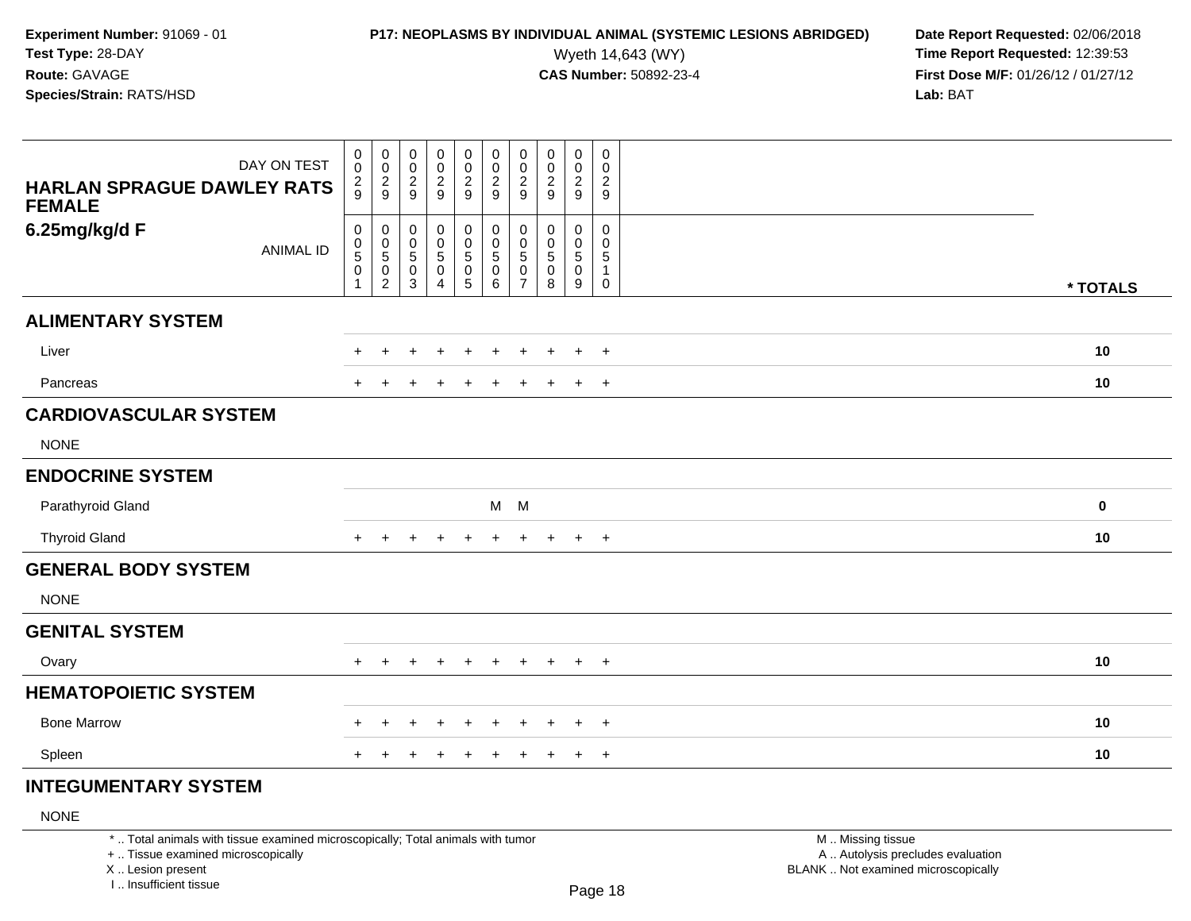**Experiment Number:** 91069 - 01
**Test Type:** 28-DAY
**Route:** GAVAGE
**Species/Strain:** RATS/HSD

**P17: NEOPLASMS BY INDIVIDUAL ANIMAL (SYSTEMIC LESIONS ABRIDGED)**
Wyeth 14,643 (WY)
**CAS Number:** 50892-23-4

**Date Report Requested:** 02/06/2018
**Time Report Requested:** 12:39:53
**First Dose M/F:** 01/26/12 / 01/27/12
**Lab:** BAT

| HARLAN SPRAGUE DAWLEY RATS FEMALE 6.25mg/kg/d F | | | | | | | | | | | |
|---|---|---|---|---|---|---|---|---|---|---|---|
| DAY ON TEST | 0029 | 0029 | 0029 | 0029 | 0029 | 0029 | 0029 | 0029 | 0029 | 0029 | |
| ANIMAL ID | 00501 | 00502 | 00503 | 00504 | 00505 | 00506 | 00507 | 00508 | 00509 | 00510 | * TOTALS |
| **ALIMENTARY SYSTEM** | | | | | | | | | | | |
| Liver | + | + | + | + | + | + | + | + | + | + | 10 |
| Pancreas | + | + | + | + | + | + | + | + | + | + | 10 |
| **CARDIOVASCULAR SYSTEM** | | | | | | | | | | | |
| NONE | | | | | | | | | | | |
| **ENDOCRINE SYSTEM** | | | | | | | | | | | |
| Parathyroid Gland | | | | | | M | M | | | | 0 |
| Thyroid Gland | + | + | + | + | + | + | + | + | + | + | 10 |
| **GENERAL BODY SYSTEM** | | | | | | | | | | | |
| NONE | | | | | | | | | | | |
| **GENITAL SYSTEM** | | | | | | | | | | | |
| Ovary | + | + | + | + | + | + | + | + | + | + | 10 |
| **HEMATOPOIETIC SYSTEM** | | | | | | | | | | | |
| Bone Marrow | + | + | + | + | + | + | + | + | + | + | 10 |
| Spleen | + | + | + | + | + | + | + | + | + | + | 10 |
| **INTEGUMENTARY SYSTEM** | | | | | | | | | | | |
| NONE | | | | | | | | | | | |

* .. Total animals with tissue examined microscopically; Total animals with tumor
+ .. Tissue examined microscopically
X .. Lesion present
I .. Insufficient tissue

M .. Missing tissue
A .. Autolysis precludes evaluation
BLANK .. Not examined microscopically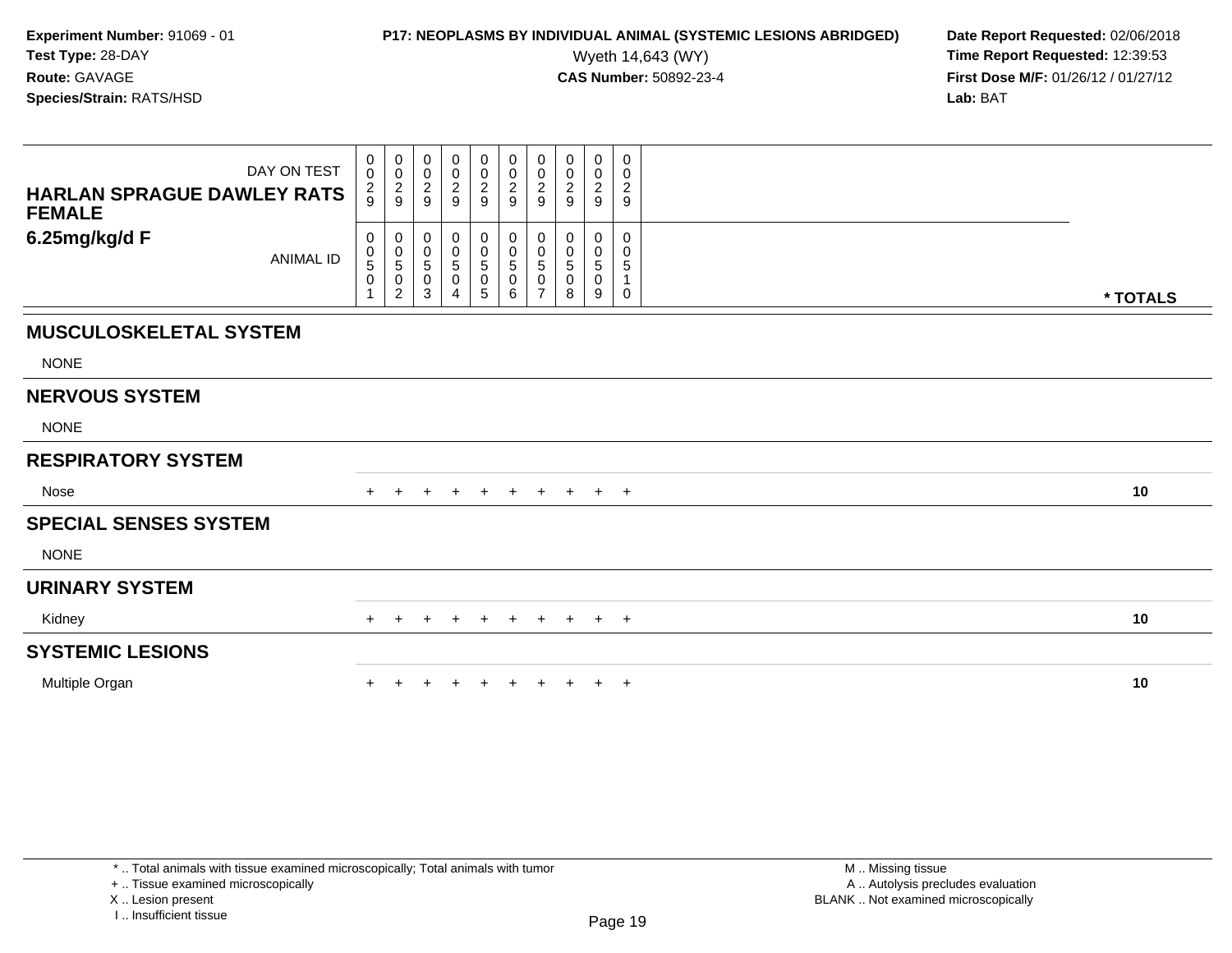**Experiment Number:** 91069 - 01
**Test Type:** 28-DAY
**Route:** GAVAGE
**Species/Strain:** RATS/HSD

**P17: NEOPLASMS BY INDIVIDUAL ANIMAL (SYSTEMIC LESIONS ABRIDGED)**
Wyeth 14,643 (WY)
**CAS Number:** 50892-23-4

**Date Report Requested:** 02/06/2018
**Time Report Requested:** 12:39:53
**First Dose M/F:** 01/26/12 / 01/27/12
**Lab:** BAT

| HARLAN SPRAGUE DAWLEY RATS FEMALE 6.25mg/kg/d F | | | | | | | | | | | |
|---|---|---|---|---|---|---|---|---|---|---|---|
| DAY ON TEST | 0029 | 0029 | 0029 | 0029 | 0029 | 0029 | 0029 | 0029 | 0029 | 0029 | |
| ANIMAL ID | 00501 | 00502 | 00503 | 00504 | 00505 | 00506 | 00507 | 00508 | 00509 | 00510 | * TOTALS |
| **MUSCULOSKELETAL SYSTEM** | | | | | | | | | | | |
| NONE | | | | | | | | | | | |
| **NERVOUS SYSTEM** | | | | | | | | | | | |
| NONE | | | | | | | | | | | |
| **RESPIRATORY SYSTEM** | | | | | | | | | | | |
| Nose | + | + | + | + | + | + | + | + | + | + | 10 |
| **SPECIAL SENSES SYSTEM** | | | | | | | | | | | |
| NONE | | | | | | | | | | | |
| **URINARY SYSTEM** | | | | | | | | | | | |
| Kidney | + | + | + | + | + | + | + | + | + | + | 10 |
| **SYSTEMIC LESIONS** | | | | | | | | | | | |
| Multiple Organ | + | + | + | + | + | + | + | + | + | + | 10 |

\* .. Total animals with tissue examined microscopically; Total animals with tumor
\+ .. Tissue examined microscopically
X .. Lesion present
I .. Insufficient tissue

M .. Missing tissue
A .. Autolysis precludes evaluation
BLANK .. Not examined microscopically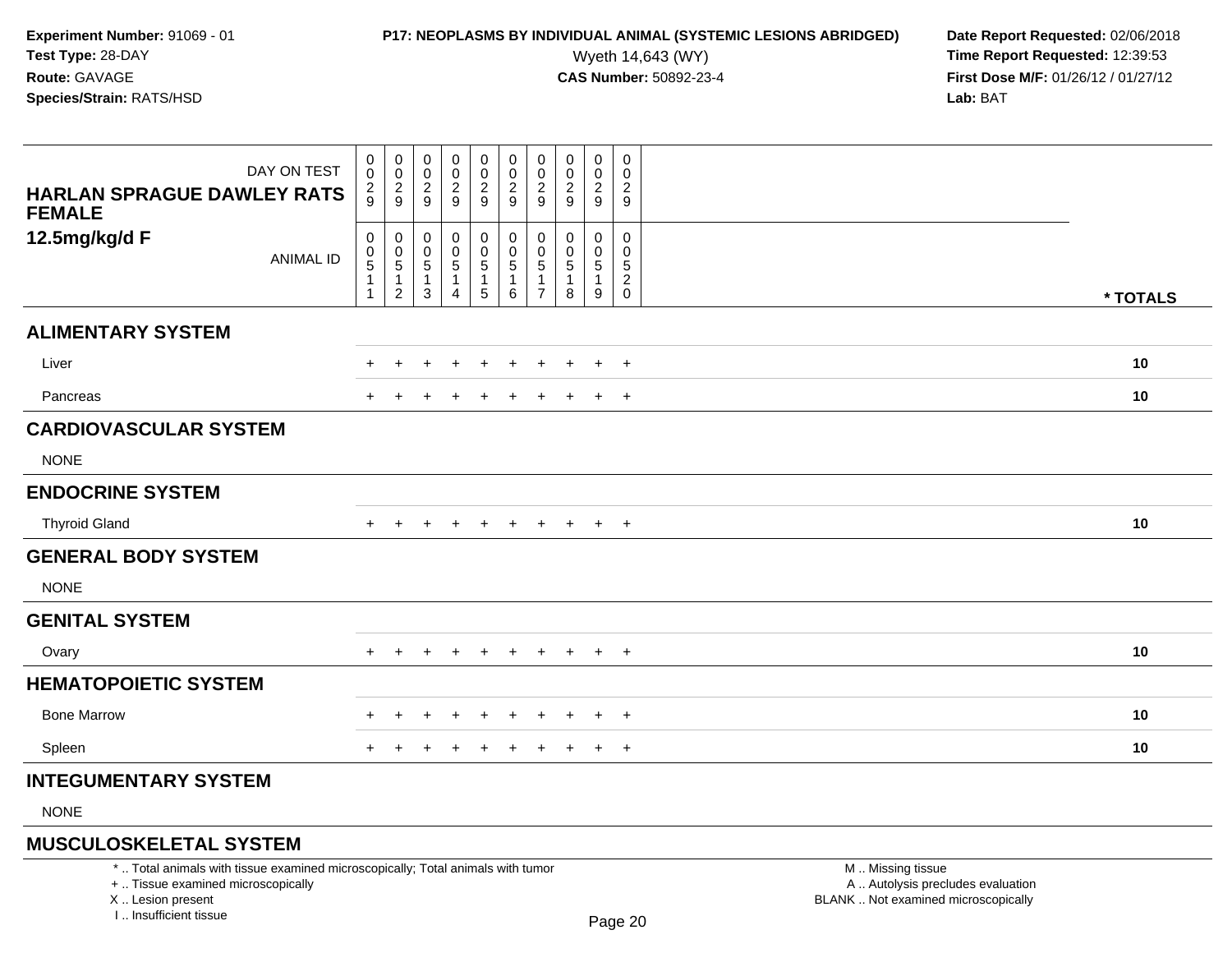**Experiment Number:** 91069 - 01
**Test Type:** 28-DAY
**Route:** GAVAGE
**Species/Strain:** RATS/HSD

**P17: NEOPLASMS BY INDIVIDUAL ANIMAL (SYSTEMIC LESIONS ABRIDGED)**
Wyeth 14,643 (WY)
**CAS Number:** 50892-23-4

**Date Report Requested:** 02/06/2018
**Time Report Requested:** 12:39:53
**First Dose M/F:** 01/26/12 / 01/27/12
**Lab:** BAT

| DAY ON TEST | 0029 | 0029 | 0029 | 0029 | 0029 | 0029 | 0029 | 0029 | 0029 | 0029 | |
|---|---|---|---|---|---|---|---|---|---|---|---|
| **HARLAN SPRAGUE DAWLEY RATS FEMALE 12.5mg/kg/d F** ANIMAL ID | 00511 | 00512 | 00513 | 00514 | 00515 | 00516 | 00517 | 00518 | 00519 | 00520 | *** TOTALS** |
| **ALIMENTARY SYSTEM** | | | | | | | | | | | |
| Liver | + | + | + | + | + | + | + | + | + | + | **10** |
| Pancreas | + | + | + | + | + | + | + | + | + | + | **10** |
| **CARDIOVASCULAR SYSTEM** | | | | | | | | | | | |
| NONE | | | | | | | | | | | |
| **ENDOCRINE SYSTEM** | | | | | | | | | | | |
| Thyroid Gland | + | + | + | + | + | + | + | + | + | + | **10** |
| **GENERAL BODY SYSTEM** | | | | | | | | | | | |
| NONE | | | | | | | | | | | |
| **GENITAL SYSTEM** | | | | | | | | | | | |
| Ovary | + | + | + | + | + | + | + | + | + | + | **10** |
| **HEMATOPOIETIC SYSTEM** | | | | | | | | | | | |
| Bone Marrow | + | + | + | + | + | + | + | + | + | + | **10** |
| Spleen | + | + | + | + | + | + | + | + | + | + | **10** |
| **INTEGUMENTARY SYSTEM** | | | | | | | | | | | |
| NONE | | | | | | | | | | | |
| **MUSCULOSKELETAL SYSTEM** | | | | | | | | | | | |

* .. Total animals with tissue examined microscopically; Total animals with tumor
+ .. Tissue examined microscopically
X .. Lesion present
I .. Insufficient tissue

M .. Missing tissue
A .. Autolysis precludes evaluation
BLANK .. Not examined microscopically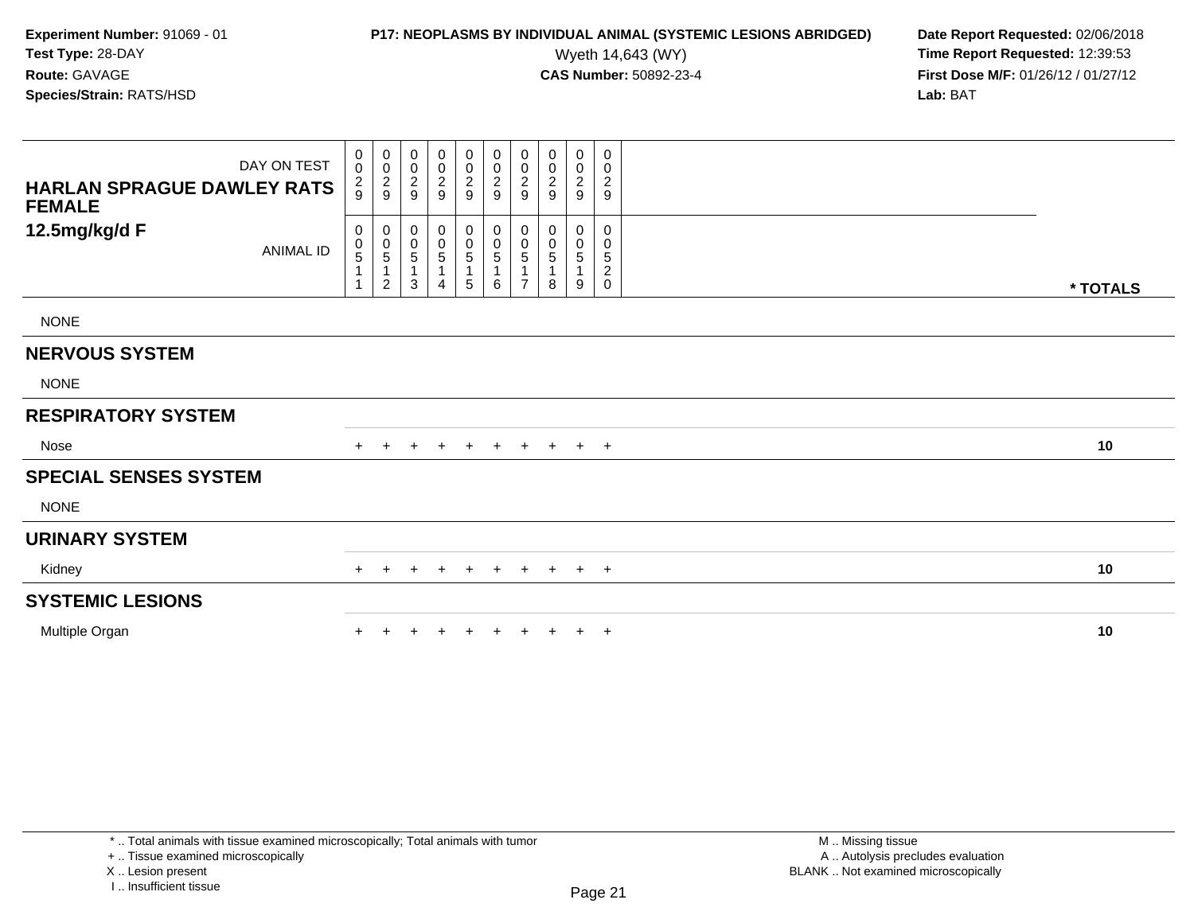**Experiment Number:** 91069 - 01
**Test Type:** 28-DAY
**Route:** GAVAGE
**Species/Strain:** RATS/HSD

**P17: NEOPLASMS BY INDIVIDUAL ANIMAL (SYSTEMIC LESIONS ABRIDGED)**
Wyeth 14,643 (WY)
**CAS Number:** 50892-23-4

**Date Report Requested:** 02/06/2018
**Time Report Requested:** 12:39:53
**First Dose M/F:** 01/26/12 / 01/27/12
**Lab:** BAT

| HARLAN SPRAGUE DAWLEY RATS FEMALE 12.5mg/kg/d F | | | | | | | | | | | |
|---|---|---|---|---|---|---|---|---|---|---|---|
| DAY ON TEST | 0029 | 0029 | 0029 | 0029 | 0029 | 0029 | 0029 | 0029 | 0029 | 0029 | |
| ANIMAL ID | 00511 | 00512 | 00513 | 00514 | 00515 | 00516 | 00517 | 00518 | 00519 | 00520 | * TOTALS |
| NONE | | | | | | | | | | | |
| **NERVOUS SYSTEM** | | | | | | | | | | | |
| NONE | | | | | | | | | | | |
| **RESPIRATORY SYSTEM** | | | | | | | | | | | |
| Nose | + | + | + | + | + | + | + | + | + | + | 10 |
| **SPECIAL SENSES SYSTEM** | | | | | | | | | | | |
| NONE | | | | | | | | | | | |
| **URINARY SYSTEM** | | | | | | | | | | | |
| Kidney | + | + | + | + | + | + | + | + | + | + | 10 |
| **SYSTEMIC LESIONS** | | | | | | | | | | | |
| Multiple Organ | + | + | + | + | + | + | + | + | + | + | 10 |

\* .. Total animals with tissue examined microscopically; Total animals with tumor
\+ .. Tissue examined microscopically
X .. Lesion present
I .. Insufficient tissue

M .. Missing tissue
A .. Autolysis precludes evaluation
BLANK .. Not examined microscopically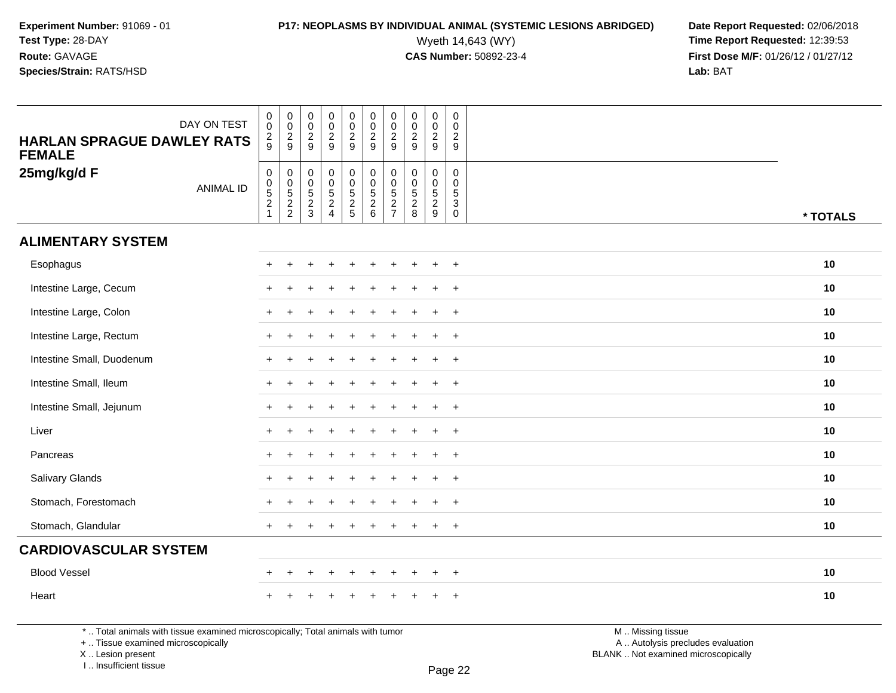**Experiment Number:** 91069 - 01
**Test Type:** 28-DAY
**Route:** GAVAGE
**Species/Strain:** RATS/HSD

**P17: NEOPLASMS BY INDIVIDUAL ANIMAL (SYSTEMIC LESIONS ABRIDGED)**
Wyeth 14,643 (WY)
**CAS Number:** 50892-23-4

**Date Report Requested:** 02/06/2018
**Time Report Requested:** 12:39:53
**First Dose M/F:** 01/26/12 / 01/27/12
**Lab:** BAT

**HARLAN SPRAGUE DAWLEY RATS FEMALE**
**25mg/kg/d F**

| DAY ON TEST | 0029 | 0029 | 0029 | 0029 | 0029 | 0029 | 0029 | 0029 | 0029 | 0029 | |
|---|---|---|---|---|---|---|---|---|---|---|---|
| ANIMAL ID | 00521 | 00522 | 00523 | 00524 | 00525 | 00526 | 00527 | 00528 | 00529 | 00530 | * TOTALS |
| **ALIMENTARY SYSTEM** | | | | | | | | | | | |
| Esophagus | + | + | + | + | + | + | + | + | + | + | 10 |
| Intestine Large, Cecum | + | + | + | + | + | + | + | + | + | + | 10 |
| Intestine Large, Colon | + | + | + | + | + | + | + | + | + | + | 10 |
| Intestine Large, Rectum | + | + | + | + | + | + | + | + | + | + | 10 |
| Intestine Small, Duodenum | + | + | + | + | + | + | + | + | + | + | 10 |
| Intestine Small, Ileum | + | + | + | + | + | + | + | + | + | + | 10 |
| Intestine Small, Jejunum | + | + | + | + | + | + | + | + | + | + | 10 |
| Liver | + | + | + | + | + | + | + | + | + | + | 10 |
| Pancreas | + | + | + | + | + | + | + | + | + | + | 10 |
| Salivary Glands | + | + | + | + | + | + | + | + | + | + | 10 |
| Stomach, Forestomach | + | + | + | + | + | + | + | + | + | + | 10 |
| Stomach, Glandular | + | + | + | + | + | + | + | + | + | + | 10 |
| **CARDIOVASCULAR SYSTEM** | | | | | | | | | | | |
| Blood Vessel | + | + | + | + | + | + | + | + | + | + | 10 |
| Heart | + | + | + | + | + | + | + | + | + | + | 10 |

* .. Total animals with tissue examined microscopically; Total animals with tumor
+ .. Tissue examined microscopically
X .. Lesion present
I .. Insufficient tissue

M .. Missing tissue
A .. Autolysis precludes evaluation
BLANK .. Not examined microscopically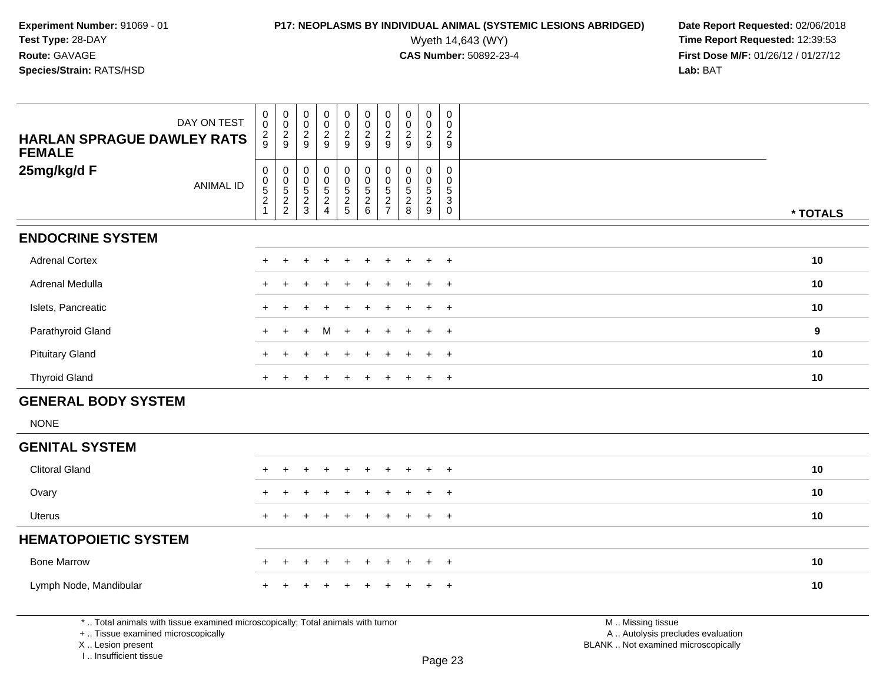Experiment Number: 91069 - 01
Test Type: 28-DAY
Route: GAVAGE
Species/Strain: RATS/HSD

**P17: NEOPLASMS BY INDIVIDUAL ANIMAL (SYSTEMIC LESIONS ABRIDGED)**
Wyeth 14,643 (WY)
**CAS Number:** 50892-23-4

Date Report Requested: 02/06/2018
Time Report Requested: 12:39:53
First Dose M/F: 01/26/12 / 01/27/12
Lab: BAT

| HARLAN SPRAGUE DAWLEY RATS FEMALE 25mg/kg/d F | DAY ON TEST | 0029 | 0029 | 0029 | 0029 | 0029 | 0029 | 0029 | 0029 | 0029 | 0029 | |
|---|---|---|---|---|---|---|---|---|---|---|---|---|
| | ANIMAL ID | 00521 | 00522 | 00523 | 00524 | 00525 | 00526 | 00527 | 00528 | 00529 | 00530 | * TOTALS |
| **ENDOCRINE SYSTEM** | | | | | | | | | | | | |
| Adrenal Cortex | | + | + | + | + | + | + | + | + | + | + | 10 |
| Adrenal Medulla | | + | + | + | + | + | + | + | + | + | + | 10 |
| Islets, Pancreatic | | + | + | + | + | + | + | + | + | + | + | 10 |
| Parathyroid Gland | | + | + | + | M | + | + | + | + | + | + | 9 |
| Pituitary Gland | | + | + | + | + | + | + | + | + | + | + | 10 |
| Thyroid Gland | | + | + | + | + | + | + | + | + | + | + | 10 |
| **GENERAL BODY SYSTEM** | | | | | | | | | | | | |
| NONE | | | | | | | | | | | | |
| **GENITAL SYSTEM** | | | | | | | | | | | | |
| Clitoral Gland | | + | + | + | + | + | + | + | + | + | + | 10 |
| Ovary | | + | + | + | + | + | + | + | + | + | + | 10 |
| Uterus | | + | + | + | + | + | + | + | + | + | + | 10 |
| **HEMATOPOIETIC SYSTEM** | | | | | | | | | | | | |
| Bone Marrow | | + | + | + | + | + | + | + | + | + | + | 10 |
| Lymph Node, Mandibular | | + | + | + | + | + | + | + | + | + | + | 10 |

* .. Total animals with tissue examined microscopically; Total animals with tumor
+ .. Tissue examined microscopically
X .. Lesion present
I .. Insufficient tissue

M .. Missing tissue
A .. Autolysis precludes evaluation
BLANK .. Not examined microscopically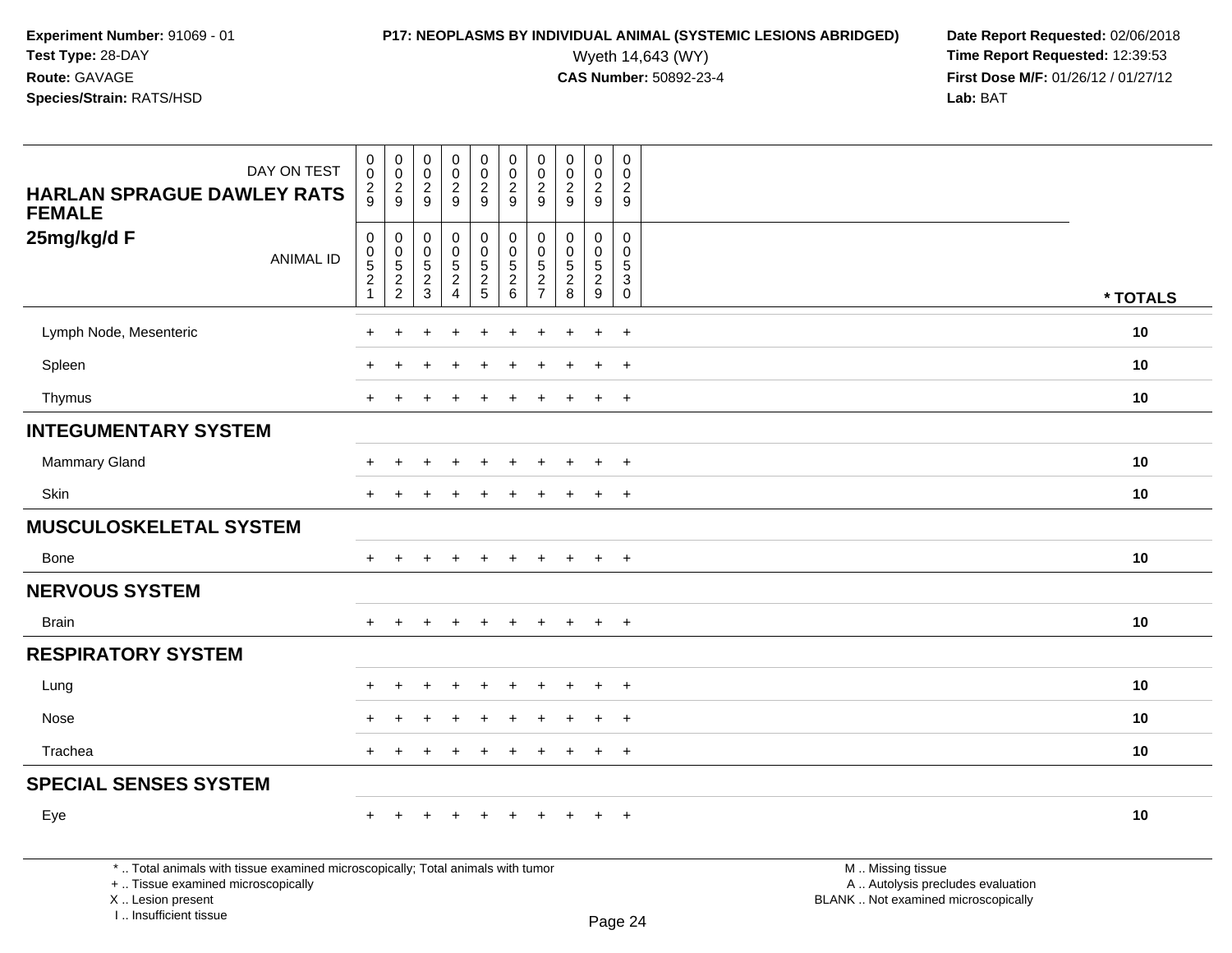**Experiment Number:** 91069 - 01
**Test Type:** 28-DAY
**Route:** GAVAGE
**Species/Strain:** RATS/HSD

**P17: NEOPLASMS BY INDIVIDUAL ANIMAL (SYSTEMIC LESIONS ABRIDGED)**
Wyeth 14,643 (WY)
**CAS Number:** 50892-23-4

**Date Report Requested:** 02/06/2018
**Time Report Requested:** 12:39:53
**First Dose M/F:** 01/26/12 / 01/27/12
**Lab:** BAT

| DAY ON TEST | 0029 | 0029 | 0029 | 0029 | 0029 | 0029 | 0029 | 0029 | 0029 | 0029 | |
|---|---|---|---|---|---|---|---|---|---|---|---|
| **HARLAN SPRAGUE DAWLEY RATS FEMALE 25mg/kg/d F** ANIMAL ID | 00521 | 00522 | 00523 | 00524 | 00525 | 00526 | 00527 | 00528 | 00529 | 00530 | *** TOTALS** |
| Lymph Node, Mesenteric | + | + | + | + | + | + | + | + | + | + | **10** |
| Spleen | + | + | + | + | + | + | + | + | + | + | **10** |
| Thymus | + | + | + | + | + | + | + | + | + | + | **10** |
| **INTEGUMENTARY SYSTEM** | | | | | | | | | | | |
| Mammary Gland | + | + | + | + | + | + | + | + | + | + | **10** |
| Skin | + | + | + | + | + | + | + | + | + | + | **10** |
| **MUSCULOSKELETAL SYSTEM** | | | | | | | | | | | |
| Bone | + | + | + | + | + | + | + | + | + | + | **10** |
| **NERVOUS SYSTEM** | | | | | | | | | | | |
| Brain | + | + | + | + | + | + | + | + | + | + | **10** |
| **RESPIRATORY SYSTEM** | | | | | | | | | | | |
| Lung | + | + | + | + | + | + | + | + | + | + | **10** |
| Nose | + | + | + | + | + | + | + | + | + | + | **10** |
| Trachea | + | + | + | + | + | + | + | + | + | + | **10** |
| **SPECIAL SENSES SYSTEM** | | | | | | | | | | | |
| Eye | + | + | + | + | + | + | + | + | + | + | **10** |

\* .. Total animals with tissue examined microscopically; Total animals with tumor
\+ .. Tissue examined microscopically
X .. Lesion present
I .. Insufficient tissue

M .. Missing tissue
A .. Autolysis precludes evaluation
BLANK .. Not examined microscopically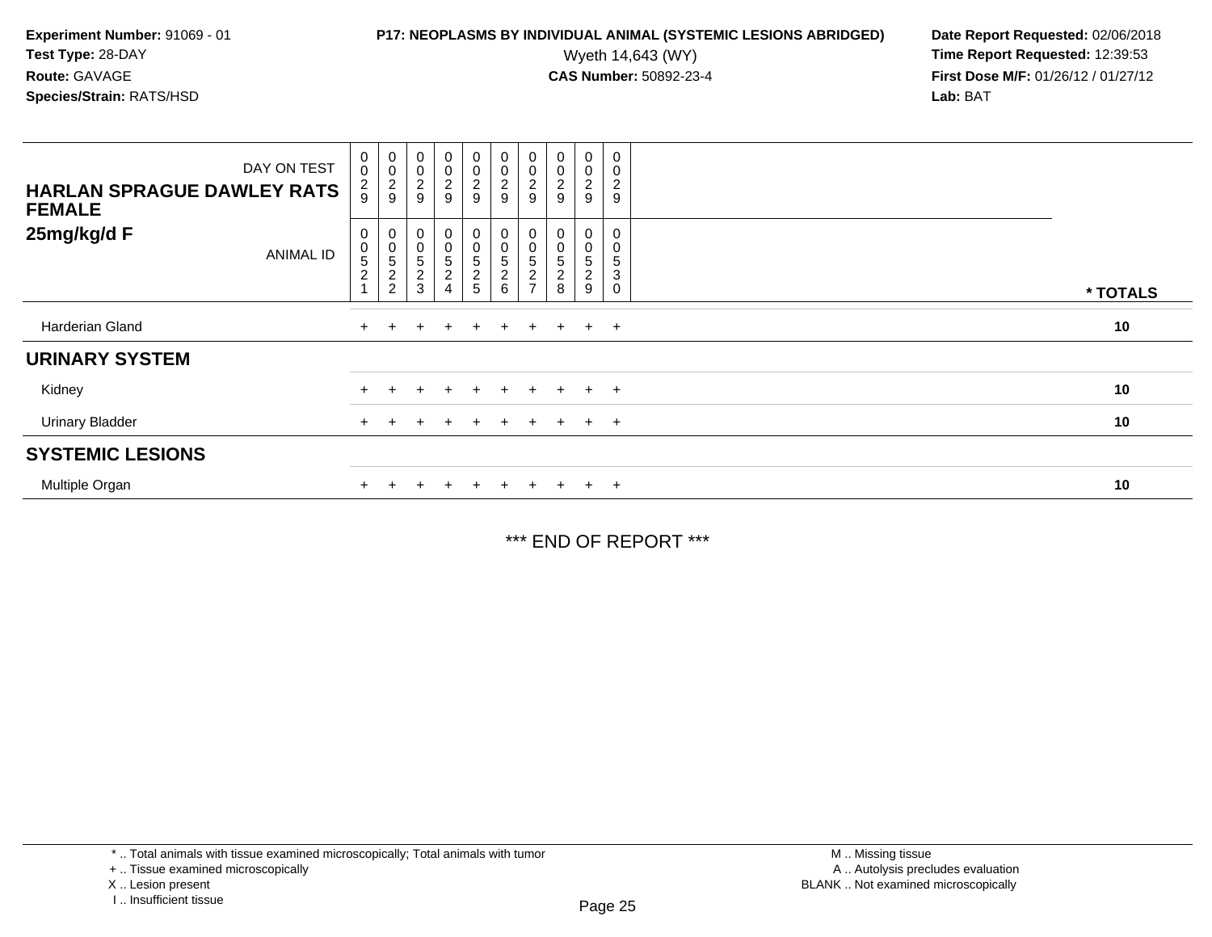**Experiment Number:** 91069 - 01
**Test Type:** 28-DAY
**Route:** GAVAGE
**Species/Strain:** RATS/HSD

**P17: NEOPLASMS BY INDIVIDUAL ANIMAL (SYSTEMIC LESIONS ABRIDGED)**
Wyeth 14,643 (WY)
**CAS Number:** 50892-23-4

**Date Report Requested:** 02/06/2018
**Time Report Requested:** 12:39:53
**First Dose M/F:** 01/26/12 / 01/27/12
**Lab:** BAT

| HARLAN SPRAGUE DAWLEY RATS FEMALE 25mg/kg/d F | | | | | | | | | | | |
|---|---|---|---|---|---|---|---|---|---|---|---|
| DAY ON TEST | 0029 | 0029 | 0029 | 0029 | 0029 | 0029 | 0029 | 0029 | 0029 | 0029 | |
| ANIMAL ID | 00521 | 00522 | 00523 | 00524 | 00525 | 00526 | 00527 | 00528 | 00529 | 00530 | * TOTALS |
| Harderian Gland | + | + | + | + | + | + | + | + | + | + | 10 |
| **URINARY SYSTEM** | | | | | | | | | | | |
| Kidney | + | + | + | + | + | + | + | + | + | + | 10 |
| Urinary Bladder | + | + | + | + | + | + | + | + | + | + | 10 |
| **SYSTEMIC LESIONS** | | | | | | | | | | | |
| Multiple Organ | + | + | + | + | + | + | + | + | + | + | 10 |

*** END OF REPORT ***

* .. Total animals with tissue examined microscopically; Total animals with tumor
+ .. Tissue examined microscopically
X .. Lesion present
I .. Insufficient tissue

M .. Missing tissue
A .. Autolysis precludes evaluation
BLANK .. Not examined microscopically